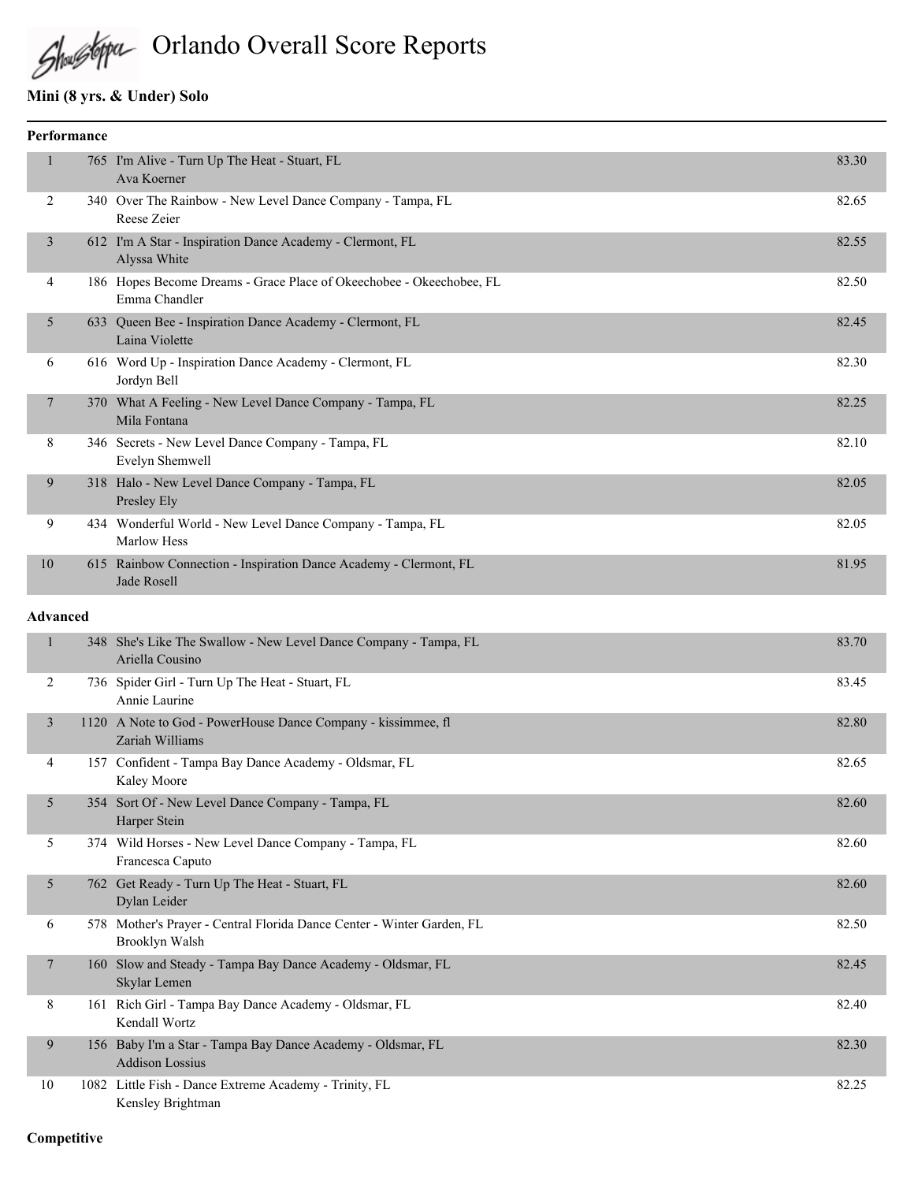# Orlando Overall Score Reports

## Mini (8 yrs. & Under) Solo

### Performance

| Place | # | Routine | Score |
|---|---|---|---|
| 1 | 765 | I'm Alive - Turn Up The Heat - Stuart, FL<br>Ava Koerner | 83.30 |
| 2 | 340 | Over The Rainbow - New Level Dance Company - Tampa, FL<br>Reese Zeier | 82.65 |
| 3 | 612 | I'm A Star - Inspiration Dance Academy - Clermont, FL<br>Alyssa White | 82.55 |
| 4 | 186 | Hopes Become Dreams - Grace Place of Okeechobee - Okeechobee, FL<br>Emma Chandler | 82.50 |
| 5 | 633 | Queen Bee - Inspiration Dance Academy - Clermont, FL<br>Laina Violette | 82.45 |
| 6 | 616 | Word Up - Inspiration Dance Academy - Clermont, FL<br>Jordyn Bell | 82.30 |
| 7 | 370 | What A Feeling - New Level Dance Company - Tampa, FL<br>Mila Fontana | 82.25 |
| 8 | 346 | Secrets - New Level Dance Company - Tampa, FL<br>Evelyn Shemwell | 82.10 |
| 9 | 318 | Halo - New Level Dance Company - Tampa, FL<br>Presley Ely | 82.05 |
| 9 | 434 | Wonderful World - New Level Dance Company - Tampa, FL<br>Marlow Hess | 82.05 |
| 10 | 615 | Rainbow Connection - Inspiration Dance Academy - Clermont, FL<br>Jade Rosell | 81.95 |

### Advanced

| Place | # | Routine | Score |
|---|---|---|---|
| 1 | 348 | She's Like The Swallow - New Level Dance Company - Tampa, FL<br>Ariella Cousino | 83.70 |
| 2 | 736 | Spider Girl - Turn Up The Heat - Stuart, FL<br>Annie Laurine | 83.45 |
| 3 | 1120 | A Note to God - PowerHouse Dance Company - kissimmee, fl<br>Zariah Williams | 82.80 |
| 4 | 157 | Confident - Tampa Bay Dance Academy - Oldsmar, FL<br>Kaley Moore | 82.65 |
| 5 | 354 | Sort Of - New Level Dance Company - Tampa, FL<br>Harper Stein | 82.60 |
| 5 | 374 | Wild Horses - New Level Dance Company - Tampa, FL<br>Francesca Caputo | 82.60 |
| 5 | 762 | Get Ready - Turn Up The Heat - Stuart, FL<br>Dylan Leider | 82.60 |
| 6 | 578 | Mother's Prayer - Central Florida Dance Center - Winter Garden, FL<br>Brooklyn Walsh | 82.50 |
| 7 | 160 | Slow and Steady - Tampa Bay Dance Academy - Oldsmar, FL<br>Skylar Lemen | 82.45 |
| 8 | 161 | Rich Girl - Tampa Bay Dance Academy - Oldsmar, FL<br>Kendall Wortz | 82.40 |
| 9 | 156 | Baby I'm a Star - Tampa Bay Dance Academy - Oldsmar, FL<br>Addison Lossius | 82.30 |
| 10 | 1082 | Little Fish - Dance Extreme Academy - Trinity, FL<br>Kensley Brightman | 82.25 |

### Competitive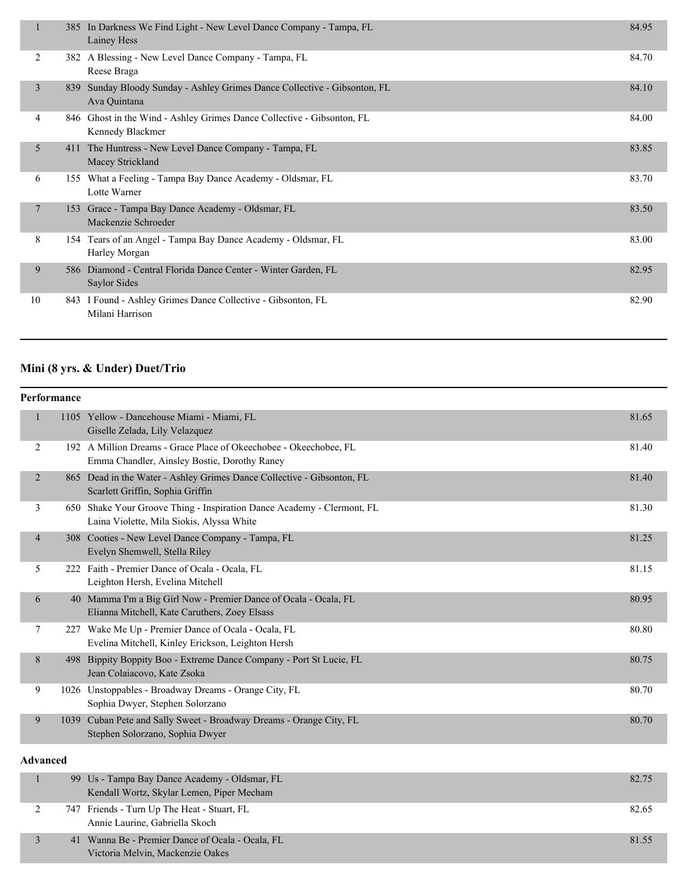| Place | No. | Entry | Score |
|---|---|---|---|
| 1 | 385 | In Darkness We Find Light - New Level Dance Company - Tampa, FL<br>Lainey Hess | 84.95 |
| 2 | 382 | A Blessing - New Level Dance Company - Tampa, FL<br>Reese Braga | 84.70 |
| 3 | 839 | Sunday Bloody Sunday - Ashley Grimes Dance Collective - Gibsonton, FL<br>Ava Quintana | 84.10 |
| 4 | 846 | Ghost in the Wind - Ashley Grimes Dance Collective - Gibsonton, FL<br>Kennedy Blackmer | 84.00 |
| 5 | 411 | The Huntress - New Level Dance Company - Tampa, FL<br>Macey Strickland | 83.85 |
| 6 | 155 | What a Feeling - Tampa Bay Dance Academy - Oldsmar, FL<br>Lotte Warner | 83.70 |
| 7 | 153 | Grace - Tampa Bay Dance Academy - Oldsmar, FL<br>Mackenzie Schroeder | 83.50 |
| 8 | 154 | Tears of an Angel - Tampa Bay Dance Academy - Oldsmar, FL<br>Harley Morgan | 83.00 |
| 9 | 586 | Diamond - Central Florida Dance Center - Winter Garden, FL<br>Saylor Sides | 82.95 |
| 10 | 843 | I Found - Ashley Grimes Dance Collective - Gibsonton, FL<br>Milani Harrison | 82.90 |

## Mini (8 yrs. & Under) Duet/Trio

### Performance

| Place | No. | Entry | Score |
|---|---|---|---|
| 1 | 1105 | Yellow - Dancehouse Miami - Miami, FL<br>Giselle Zelada, Lily Velazquez | 81.65 |
| 2 | 192 | A Million Dreams - Grace Place of Okeechobee - Okeechobee, FL<br>Emma Chandler, Ainsley Bostic, Dorothy Raney | 81.40 |
| 2 | 865 | Dead in the Water - Ashley Grimes Dance Collective - Gibsonton, FL<br>Scarlett Griffin, Sophia Griffin | 81.40 |
| 3 | 650 | Shake Your Groove Thing - Inspiration Dance Academy - Clermont, FL<br>Laina Violette, Mila Siokis, Alyssa White | 81.30 |
| 4 | 308 | Cooties - New Level Dance Company - Tampa, FL<br>Evelyn Shemwell, Stella Riley | 81.25 |
| 5 | 222 | Faith - Premier Dance of Ocala - Ocala, FL<br>Leighton Hersh, Evelina Mitchell | 81.15 |
| 6 | 40 | Mamma I'm a Big Girl Now - Premier Dance of Ocala - Ocala, FL<br>Elianna Mitchell, Kate Caruthers, Zoey Elsass | 80.95 |
| 7 | 227 | Wake Me Up - Premier Dance of Ocala - Ocala, FL<br>Evelina Mitchell, Kinley Erickson, Leighton Hersh | 80.80 |
| 8 | 498 | Bippity Boppity Boo - Extreme Dance Company - Port St Lucie, FL<br>Jean Colaiacovo, Kate Zsoka | 80.75 |
| 9 | 1026 | Unstoppables - Broadway Dreams - Orange City, FL<br>Sophia Dwyer, Stephen Solorzano | 80.70 |
| 9 | 1039 | Cuban Pete and Sally Sweet - Broadway Dreams - Orange City, FL<br>Stephen Solorzano, Sophia Dwyer | 80.70 |

### Advanced

| Place | No. | Entry | Score |
|---|---|---|---|
| 1 | 99 | Us - Tampa Bay Dance Academy - Oldsmar, FL<br>Kendall Wortz, Skylar Lemen, Piper Mecham | 82.75 |
| 2 | 747 | Friends - Turn Up The Heat - Stuart, FL<br>Annie Laurine, Gabriella Skoch | 82.65 |
| 3 | 41 | Wanna Be - Premier Dance of Ocala - Ocala, FL<br>Victoria Melvin, Mackenzie Oakes | 81.55 |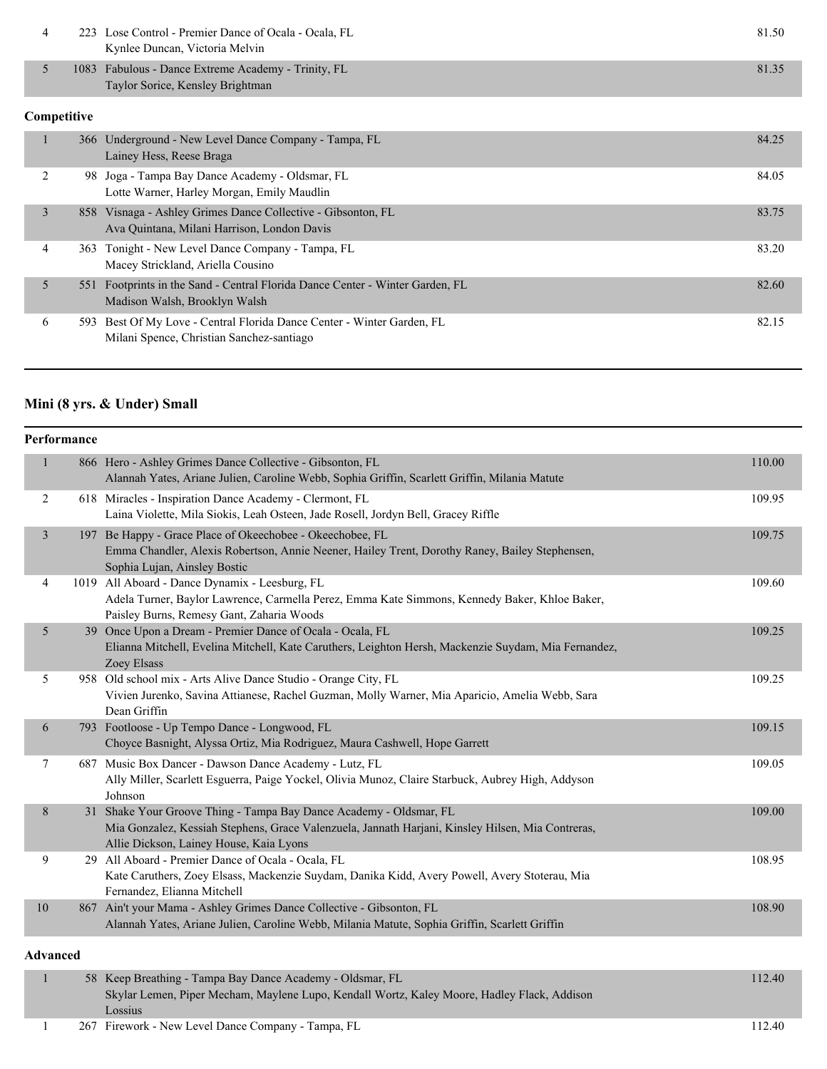| | | | |
|---|---|---|---|
| 4 | 223 | Lose Control - Premier Dance of Ocala - Ocala, FL<br>Kynlee Duncan, Victoria Melvin | 81.50 |
| 5 | 1083 | Fabulous - Dance Extreme Academy - Trinity, FL<br>Taylor Sorice, Kensley Brightman | 81.35 |

**Competitive**

| | | | |
|---|---|---|---|
| 1 | 366 | Underground - New Level Dance Company - Tampa, FL<br>Lainey Hess, Reese Braga | 84.25 |
| 2 | 98 | Joga - Tampa Bay Dance Academy - Oldsmar, FL<br>Lotte Warner, Harley Morgan, Emily Maudlin | 84.05 |
| 3 | 858 | Visnaga - Ashley Grimes Dance Collective - Gibsonton, FL<br>Ava Quintana, Milani Harrison, London Davis | 83.75 |
| 4 | 363 | Tonight - New Level Dance Company - Tampa, FL<br>Macey Strickland, Ariella Cousino | 83.20 |
| 5 | 551 | Footprints in the Sand - Central Florida Dance Center - Winter Garden, FL<br>Madison Walsh, Brooklyn Walsh | 82.60 |
| 6 | 593 | Best Of My Love - Central Florida Dance Center - Winter Garden, FL<br>Milani Spence, Christian Sanchez-santiago | 82.15 |

## Mini (8 yrs. & Under) Small

**Performance**

| | | | |
|---|---|---|---|
| 1 | 866 | Hero - Ashley Grimes Dance Collective - Gibsonton, FL<br>Alannah Yates, Ariane Julien, Caroline Webb, Sophia Griffin, Scarlett Griffin, Milania Matute | 110.00 |
| 2 | 618 | Miracles - Inspiration Dance Academy - Clermont, FL<br>Laina Violette, Mila Siokis, Leah Osteen, Jade Rosell, Jordyn Bell, Gracey Riffle | 109.95 |
| 3 | 197 | Be Happy - Grace Place of Okeechobee - Okeechobee, FL<br>Emma Chandler, Alexis Robertson, Annie Neener, Hailey Trent, Dorothy Raney, Bailey Stephensen, Sophia Lujan, Ainsley Bostic | 109.75 |
| 4 | 1019 | All Aboard - Dance Dynamix - Leesburg, FL<br>Adela Turner, Baylor Lawrence, Carmella Perez, Emma Kate Simmons, Kennedy Baker, Khloe Baker, Paisley Burns, Remesy Gant, Zaharia Woods | 109.60 |
| 5 | 39 | Once Upon a Dream - Premier Dance of Ocala - Ocala, FL<br>Elianna Mitchell, Evelina Mitchell, Kate Caruthers, Leighton Hersh, Mackenzie Suydam, Mia Fernandez, Zoey Elsass | 109.25 |
| 5 | 958 | Old school mix - Arts Alive Dance Studio - Orange City, FL<br>Vivien Jurenko, Savina Attianese, Rachel Guzman, Molly Warner, Mia Aparicio, Amelia Webb, Sara Dean Griffin | 109.25 |
| 6 | 793 | Footloose - Up Tempo Dance - Longwood, FL<br>Choyce Basnight, Alyssa Ortiz, Mia Rodriguez, Maura Cashwell, Hope Garrett | 109.15 |
| 7 | 687 | Music Box Dancer - Dawson Dance Academy - Lutz, FL<br>Ally Miller, Scarlett Esguerra, Paige Yockel, Olivia Munoz, Claire Starbuck, Aubrey High, Addyson Johnson | 109.05 |
| 8 | 31 | Shake Your Groove Thing - Tampa Bay Dance Academy - Oldsmar, FL<br>Mia Gonzalez, Kessiah Stephens, Grace Valenzuela, Jannath Harjani, Kinsley Hilsen, Mia Contreras, Allie Dickson, Lainey House, Kaia Lyons | 109.00 |
| 9 | 29 | All Aboard - Premier Dance of Ocala - Ocala, FL<br>Kate Caruthers, Zoey Elsass, Mackenzie Suydam, Danika Kidd, Avery Powell, Avery Stoterau, Mia Fernandez, Elianna Mitchell | 108.95 |
| 10 | 867 | Ain't your Mama - Ashley Grimes Dance Collective - Gibsonton, FL<br>Alannah Yates, Ariane Julien, Caroline Webb, Milania Matute, Sophia Griffin, Scarlett Griffin | 108.90 |

**Advanced**

| | | | |
|---|---|---|---|
| 1 | 58 | Keep Breathing - Tampa Bay Dance Academy - Oldsmar, FL<br>Skylar Lemen, Piper Mecham, Maylene Lupo, Kendall Wortz, Kaley Moore, Hadley Flack, Addison Lossius | 112.40 |
| 1 | 267 | Firework - New Level Dance Company - Tampa, FL | 112.40 |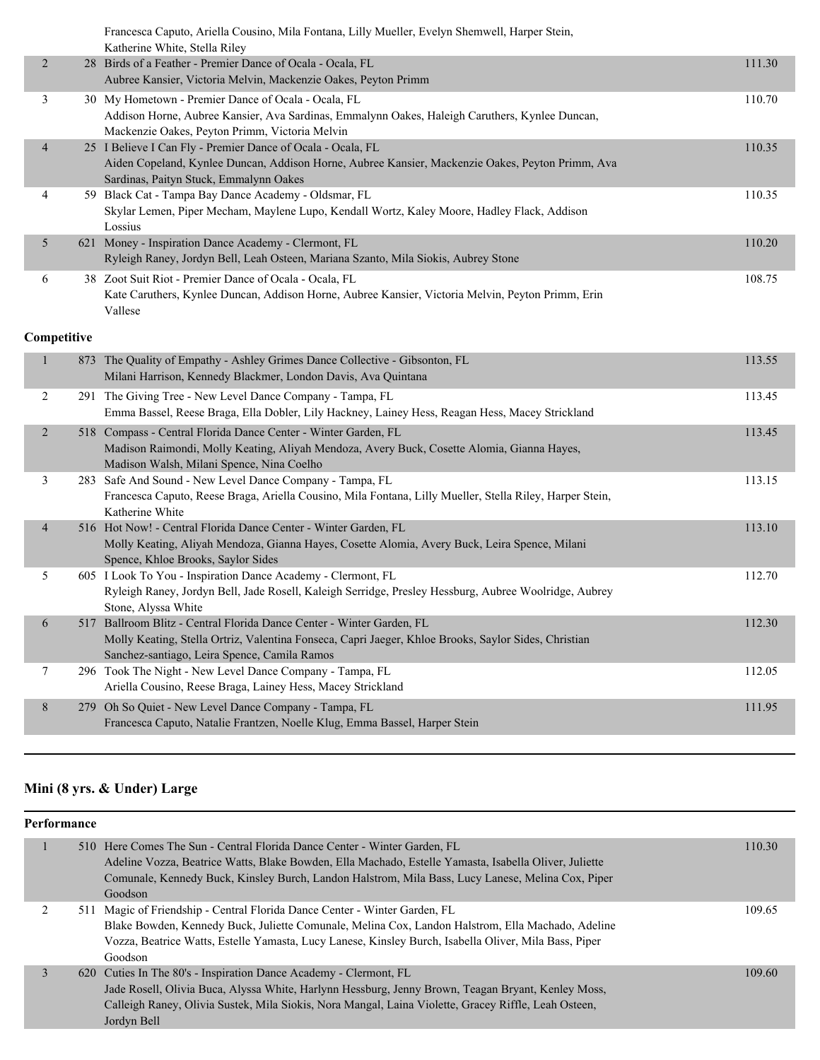| | | | |
|---|---|---|---|
| | | Francesca Caputo, Ariella Cousino, Mila Fontana, Lilly Mueller, Evelyn Shemwell, Harper Stein, Katherine White, Stella Riley | |
| 2 | 28 | Birds of a Feather - Premier Dance of Ocala - Ocala, FL<br>Aubree Kansier, Victoria Melvin, Mackenzie Oakes, Peyton Primm | 111.30 |
| 3 | 30 | My Hometown - Premier Dance of Ocala - Ocala, FL<br>Addison Horne, Aubree Kansier, Ava Sardinas, Emmalynn Oakes, Haleigh Caruthers, Kynlee Duncan, Mackenzie Oakes, Peyton Primm, Victoria Melvin | 110.70 |
| 4 | 25 | I Believe I Can Fly - Premier Dance of Ocala - Ocala, FL<br>Aiden Copeland, Kynlee Duncan, Addison Horne, Aubree Kansier, Mackenzie Oakes, Peyton Primm, Ava Sardinas, Paityn Stuck, Emmalynn Oakes | 110.35 |
| 4 | 59 | Black Cat - Tampa Bay Dance Academy - Oldsmar, FL<br>Skylar Lemen, Piper Mecham, Maylene Lupo, Kendall Wortz, Kaley Moore, Hadley Flack, Addison Lossius | 110.35 |
| 5 | 621 | Money - Inspiration Dance Academy - Clermont, FL<br>Ryleigh Raney, Jordyn Bell, Leah Osteen, Mariana Szanto, Mila Siokis, Aubrey Stone | 110.20 |
| 6 | 38 | Zoot Suit Riot - Premier Dance of Ocala - Ocala, FL<br>Kate Caruthers, Kynlee Duncan, Addison Horne, Aubree Kansier, Victoria Melvin, Peyton Primm, Erin Vallese | 108.75 |

**Competitive**

| | | | |
|---|---|---|---|
| 1 | 873 | The Quality of Empathy - Ashley Grimes Dance Collective - Gibsonton, FL<br>Milani Harrison, Kennedy Blackmer, London Davis, Ava Quintana | 113.55 |
| 2 | 291 | The Giving Tree - New Level Dance Company - Tampa, FL<br>Emma Bassel, Reese Braga, Ella Dobler, Lily Hackney, Lainey Hess, Reagan Hess, Macey Strickland | 113.45 |
| 2 | 518 | Compass - Central Florida Dance Center - Winter Garden, FL<br>Madison Raimondi, Molly Keating, Aliyah Mendoza, Avery Buck, Cosette Alomia, Gianna Hayes, Madison Walsh, Milani Spence, Nina Coelho | 113.45 |
| 3 | 283 | Safe And Sound - New Level Dance Company - Tampa, FL<br>Francesca Caputo, Reese Braga, Ariella Cousino, Mila Fontana, Lilly Mueller, Stella Riley, Harper Stein, Katherine White | 113.15 |
| 4 | 516 | Hot Now! - Central Florida Dance Center - Winter Garden, FL<br>Molly Keating, Aliyah Mendoza, Gianna Hayes, Cosette Alomia, Avery Buck, Leira Spence, Milani Spence, Khloe Brooks, Saylor Sides | 113.10 |
| 5 | 605 | I Look To You - Inspiration Dance Academy - Clermont, FL<br>Ryleigh Raney, Jordyn Bell, Jade Rosell, Kaleigh Serridge, Presley Hessburg, Aubree Woolridge, Aubrey Stone, Alyssa White | 112.70 |
| 6 | 517 | Ballroom Blitz - Central Florida Dance Center - Winter Garden, FL<br>Molly Keating, Stella Ortriz, Valentina Fonseca, Capri Jaeger, Khloe Brooks, Saylor Sides, Christian Sanchez-santiago, Leira Spence, Camila Ramos | 112.30 |
| 7 | 296 | Took The Night - New Level Dance Company - Tampa, FL<br>Ariella Cousino, Reese Braga, Lainey Hess, Macey Strickland | 112.05 |
| 8 | 279 | Oh So Quiet - New Level Dance Company - Tampa, FL<br>Francesca Caputo, Natalie Frantzen, Noelle Klug, Emma Bassel, Harper Stein | 111.95 |

## Mini (8 yrs. & Under) Large

**Performance**

| | | | |
|---|---|---|---|
| 1 | 510 | Here Comes The Sun - Central Florida Dance Center - Winter Garden, FL<br>Adeline Vozza, Beatrice Watts, Blake Bowden, Ella Machado, Estelle Yamasta, Isabella Oliver, Juliette Comunale, Kennedy Buck, Kinsley Burch, Landon Halstrom, Mila Bass, Lucy Lanese, Melina Cox, Piper Goodson | 110.30 |
| 2 | 511 | Magic of Friendship - Central Florida Dance Center - Winter Garden, FL<br>Blake Bowden, Kennedy Buck, Juliette Comunale, Melina Cox, Landon Halstrom, Ella Machado, Adeline Vozza, Beatrice Watts, Estelle Yamasta, Lucy Lanese, Kinsley Burch, Isabella Oliver, Mila Bass, Piper Goodson | 109.65 |
| 3 | 620 | Cuties In The 80's - Inspiration Dance Academy - Clermont, FL<br>Jade Rosell, Olivia Buca, Alyssa White, Harlynn Hessburg, Jenny Brown, Teagan Bryant, Kenley Moss, Calleigh Raney, Olivia Sustek, Mila Siokis, Nora Mangal, Laina Violette, Gracey Riffle, Leah Osteen, Jordyn Bell | 109.60 |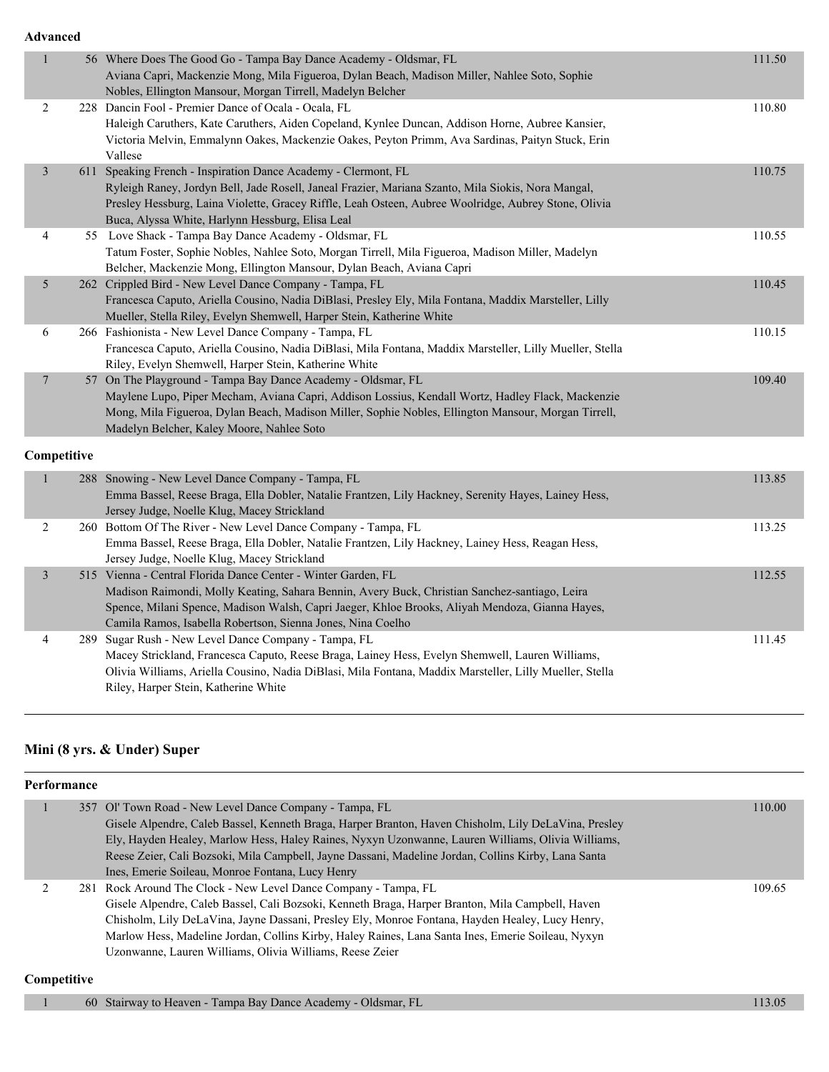**Advanced**

| Place | No. | Entry | Score |
|---|---|---|---|
| 1 | 56 | Where Does The Good Go - Tampa Bay Dance Academy - Oldsmar, FL<br>Aviana Capri, Mackenzie Mong, Mila Figueroa, Dylan Beach, Madison Miller, Nahlee Soto, Sophie Nobles, Ellington Mansour, Morgan Tirrell, Madelyn Belcher | 111.50 |
| 2 | 228 | Dancin Fool - Premier Dance of Ocala - Ocala, FL<br>Haleigh Caruthers, Kate Caruthers, Aiden Copeland, Kynlee Duncan, Addison Horne, Aubree Kansier, Victoria Melvin, Emmalynn Oakes, Mackenzie Oakes, Peyton Primm, Ava Sardinas, Paityn Stuck, Erin Vallese | 110.80 |
| 3 | 611 | Speaking French - Inspiration Dance Academy - Clermont, FL<br>Ryleigh Raney, Jordyn Bell, Jade Rosell, Janeal Frazier, Mariana Szanto, Mila Siokis, Nora Mangal, Presley Hessburg, Laina Violette, Gracey Riffle, Leah Osteen, Aubree Woolridge, Aubrey Stone, Olivia Buca, Alyssa White, Harlynn Hessburg, Elisa Leal | 110.75 |
| 4 | 55 | Love Shack - Tampa Bay Dance Academy - Oldsmar, FL<br>Tatum Foster, Sophie Nobles, Nahlee Soto, Morgan Tirrell, Mila Figueroa, Madison Miller, Madelyn Belcher, Mackenzie Mong, Ellington Mansour, Dylan Beach, Aviana Capri | 110.55 |
| 5 | 262 | Crippled Bird - New Level Dance Company - Tampa, FL<br>Francesca Caputo, Ariella Cousino, Nadia DiBlasi, Presley Ely, Mila Fontana, Maddix Marsteller, Lilly Mueller, Stella Riley, Evelyn Shemwell, Harper Stein, Katherine White | 110.45 |
| 6 | 266 | Fashionista - New Level Dance Company - Tampa, FL<br>Francesca Caputo, Ariella Cousino, Nadia DiBlasi, Mila Fontana, Maddix Marsteller, Lilly Mueller, Stella Riley, Evelyn Shemwell, Harper Stein, Katherine White | 110.15 |
| 7 | 57 | On The Playground - Tampa Bay Dance Academy - Oldsmar, FL<br>Maylene Lupo, Piper Mecham, Aviana Capri, Addison Lossius, Kendall Wortz, Hadley Flack, Mackenzie Mong, Mila Figueroa, Dylan Beach, Madison Miller, Sophie Nobles, Ellington Mansour, Morgan Tirrell, Madelyn Belcher, Kaley Moore, Nahlee Soto | 109.40 |

**Competitive**

| Place | No. | Entry | Score |
|---|---|---|---|
| 1 | 288 | Snowing - New Level Dance Company - Tampa, FL<br>Emma Bassel, Reese Braga, Ella Dobler, Natalie Frantzen, Lily Hackney, Serenity Hayes, Lainey Hess, Jersey Judge, Noelle Klug, Macey Strickland | 113.85 |
| 2 | 260 | Bottom Of The River - New Level Dance Company - Tampa, FL<br>Emma Bassel, Reese Braga, Ella Dobler, Natalie Frantzen, Lily Hackney, Lainey Hess, Reagan Hess, Jersey Judge, Noelle Klug, Macey Strickland | 113.25 |
| 3 | 515 | Vienna - Central Florida Dance Center - Winter Garden, FL<br>Madison Raimondi, Molly Keating, Sahara Bennin, Avery Buck, Christian Sanchez-santiago, Leira Spence, Milani Spence, Madison Walsh, Capri Jaeger, Khloe Brooks, Aliyah Mendoza, Gianna Hayes, Camila Ramos, Isabella Robertson, Sienna Jones, Nina Coelho | 112.55 |
| 4 | 289 | Sugar Rush - New Level Dance Company - Tampa, FL<br>Macey Strickland, Francesca Caputo, Reese Braga, Lainey Hess, Evelyn Shemwell, Lauren Williams, Olivia Williams, Ariella Cousino, Nadia DiBlasi, Mila Fontana, Maddix Marsteller, Lilly Mueller, Stella Riley, Harper Stein, Katherine White | 111.45 |

## Mini (8 yrs. & Under) Super

**Performance**

| Place | No. | Entry | Score |
|---|---|---|---|
| 1 | 357 | Ol' Town Road - New Level Dance Company - Tampa, FL<br>Gisele Alpendre, Caleb Bassel, Kenneth Braga, Harper Branton, Haven Chisholm, Lily DeLaVina, Presley Ely, Hayden Healey, Marlow Hess, Haley Raines, Nyxyn Uzonwanne, Lauren Williams, Olivia Williams, Reese Zeier, Cali Bozsoki, Mila Campbell, Jayne Dassani, Madeline Jordan, Collins Kirby, Lana Santa Ines, Emerie Soileau, Monroe Fontana, Lucy Henry | 110.00 |
| 2 | 281 | Rock Around The Clock - New Level Dance Company - Tampa, FL<br>Gisele Alpendre, Caleb Bassel, Cali Bozsoki, Kenneth Braga, Harper Branton, Mila Campbell, Haven Chisholm, Lily DeLaVina, Jayne Dassani, Presley Ely, Monroe Fontana, Hayden Healey, Lucy Henry, Marlow Hess, Madeline Jordan, Collins Kirby, Haley Raines, Lana Santa Ines, Emerie Soileau, Nyxyn Uzonwanne, Lauren Williams, Olivia Williams, Reese Zeier | 109.65 |

**Competitive**

| Place | No. | Entry | Score |
|---|---|---|---|
| 1 | 60 | Stairway to Heaven - Tampa Bay Dance Academy - Oldsmar, FL | 113.05 |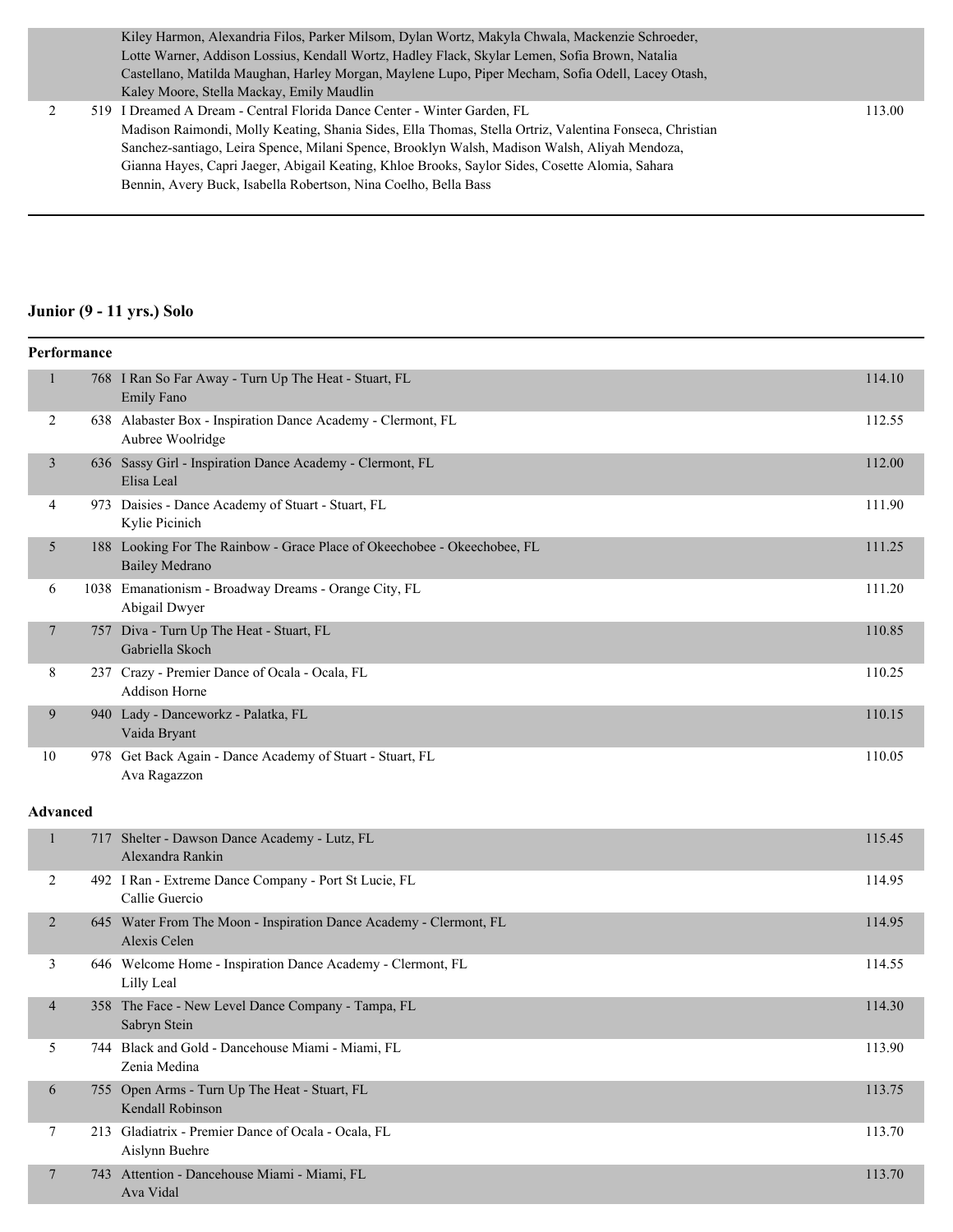| | | | |
|---|---|---|---|
| | | Kiley Harmon, Alexandria Filos, Parker Milsom, Dylan Wortz, Makyla Chwala, Mackenzie Schroeder, Lotte Warner, Addison Lossius, Kendall Wortz, Hadley Flack, Skylar Lemen, Sofia Brown, Natalia Castellano, Matilda Maughan, Harley Morgan, Maylene Lupo, Piper Mecham, Sofia Odell, Lacey Otash, Kaley Moore, Stella Mackay, Emily Maudlin | |
| 2 | 519 | I Dreamed A Dream - Central Florida Dance Center - Winter Garden, FL<br>Madison Raimondi, Molly Keating, Shania Sides, Ella Thomas, Stella Ortriz, Valentina Fonseca, Christian Sanchez-santiago, Leira Spence, Milani Spence, Brooklyn Walsh, Madison Walsh, Aliyah Mendoza, Gianna Hayes, Capri Jaeger, Abigail Keating, Khloe Brooks, Saylor Sides, Cosette Alomia, Sahara Bennin, Avery Buck, Isabella Robertson, Nina Coelho, Bella Bass | 113.00 |

## Junior (9 - 11 yrs.) Solo

### Performance

| | | | |
|---|---|---|---|
| 1 | 768 | I Ran So Far Away - Turn Up The Heat - Stuart, FL<br>Emily Fano | 114.10 |
| 2 | 638 | Alabaster Box - Inspiration Dance Academy - Clermont, FL<br>Aubree Woolridge | 112.55 |
| 3 | 636 | Sassy Girl - Inspiration Dance Academy - Clermont, FL<br>Elisa Leal | 112.00 |
| 4 | 973 | Daisies - Dance Academy of Stuart - Stuart, FL<br>Kylie Picinich | 111.90 |
| 5 | 188 | Looking For The Rainbow - Grace Place of Okeechobee - Okeechobee, FL<br>Bailey Medrano | 111.25 |
| 6 | 1038 | Emanationism - Broadway Dreams - Orange City, FL<br>Abigail Dwyer | 111.20 |
| 7 | 757 | Diva - Turn Up The Heat - Stuart, FL<br>Gabriella Skoch | 110.85 |
| 8 | 237 | Crazy - Premier Dance of Ocala - Ocala, FL<br>Addison Horne | 110.25 |
| 9 | 940 | Lady - Danceworkz - Palatka, FL<br>Vaida Bryant | 110.15 |
| 10 | 978 | Get Back Again - Dance Academy of Stuart - Stuart, FL<br>Ava Ragazzon | 110.05 |

### Advanced

| | | | |
|---|---|---|---|
| 1 | 717 | Shelter - Dawson Dance Academy - Lutz, FL<br>Alexandra Rankin | 115.45 |
| 2 | 492 | I Ran - Extreme Dance Company - Port St Lucie, FL<br>Callie Guercio | 114.95 |
| 2 | 645 | Water From The Moon - Inspiration Dance Academy - Clermont, FL<br>Alexis Celen | 114.95 |
| 3 | 646 | Welcome Home - Inspiration Dance Academy - Clermont, FL<br>Lilly Leal | 114.55 |
| 4 | 358 | The Face - New Level Dance Company - Tampa, FL<br>Sabryn Stein | 114.30 |
| 5 | 744 | Black and Gold - Dancehouse Miami - Miami, FL<br>Zenia Medina | 113.90 |
| 6 | 755 | Open Arms - Turn Up The Heat - Stuart, FL<br>Kendall Robinson | 113.75 |
| 7 | 213 | Gladiatrix - Premier Dance of Ocala - Ocala, FL<br>Aislynn Buehre | 113.70 |
| 7 | 743 | Attention - Dancehouse Miami - Miami, FL<br>Ava Vidal | 113.70 |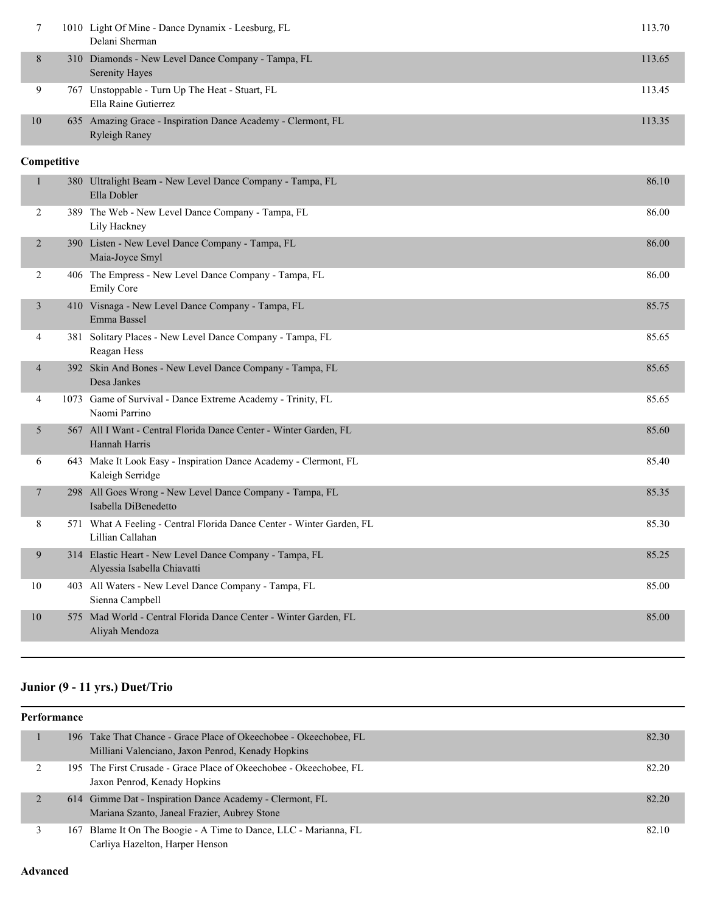| Place | # | Routine - Studio - Location / Dancer(s) | Score |
|---|---|---|---|
| 7 | 1010 | Light Of Mine - Dance Dynamix - Leesburg, FL<br>Delani Sherman | 113.70 |
| 8 | 310 | Diamonds - New Level Dance Company - Tampa, FL<br>Serenity Hayes | 113.65 |
| 9 | 767 | Unstoppable - Turn Up The Heat - Stuart, FL<br>Ella Raine Gutierrez | 113.45 |
| 10 | 635 | Amazing Grace - Inspiration Dance Academy - Clermont, FL<br>Ryleigh Raney | 113.35 |

**Competitive**

| Place | # | Routine - Studio - Location / Dancer(s) | Score |
|---|---|---|---|
| 1 | 380 | Ultralight Beam - New Level Dance Company - Tampa, FL<br>Ella Dobler | 86.10 |
| 2 | 389 | The Web - New Level Dance Company - Tampa, FL<br>Lily Hackney | 86.00 |
| 2 | 390 | Listen - New Level Dance Company - Tampa, FL<br>Maia-Joyce Smyl | 86.00 |
| 2 | 406 | The Empress - New Level Dance Company - Tampa, FL<br>Emily Core | 86.00 |
| 3 | 410 | Visnaga - New Level Dance Company - Tampa, FL<br>Emma Bassel | 85.75 |
| 4 | 381 | Solitary Places - New Level Dance Company - Tampa, FL<br>Reagan Hess | 85.65 |
| 4 | 392 | Skin And Bones - New Level Dance Company - Tampa, FL<br>Desa Jankes | 85.65 |
| 4 | 1073 | Game of Survival - Dance Extreme Academy - Trinity, FL<br>Naomi Parrino | 85.65 |
| 5 | 567 | All I Want - Central Florida Dance Center - Winter Garden, FL<br>Hannah Harris | 85.60 |
| 6 | 643 | Make It Look Easy - Inspiration Dance Academy - Clermont, FL<br>Kaleigh Serridge | 85.40 |
| 7 | 298 | All Goes Wrong - New Level Dance Company - Tampa, FL<br>Isabella DiBenedetto | 85.35 |
| 8 | 571 | What A Feeling - Central Florida Dance Center - Winter Garden, FL<br>Lillian Callahan | 85.30 |
| 9 | 314 | Elastic Heart - New Level Dance Company - Tampa, FL<br>Alyessia Isabella Chiavatti | 85.25 |
| 10 | 403 | All Waters - New Level Dance Company - Tampa, FL<br>Sienna Campbell | 85.00 |
| 10 | 575 | Mad World - Central Florida Dance Center - Winter Garden, FL<br>Aliyah Mendoza | 85.00 |

## Junior (9 - 11 yrs.) Duet/Trio

**Performance**

| Place | # | Routine - Studio - Location / Dancer(s) | Score |
|---|---|---|---|
| 1 | 196 | Take That Chance - Grace Place of Okeechobee - Okeechobee, FL<br>Milliani Valenciano, Jaxon Penrod, Kenady Hopkins | 82.30 |
| 2 | 195 | The First Crusade - Grace Place of Okeechobee - Okeechobee, FL<br>Jaxon Penrod, Kenady Hopkins | 82.20 |
| 2 | 614 | Gimme Dat - Inspiration Dance Academy - Clermont, FL<br>Mariana Szanto, Janeal Frazier, Aubrey Stone | 82.20 |
| 3 | 167 | Blame It On The Boogie - A Time to Dance, LLC - Marianna, FL<br>Carliya Hazelton, Harper Henson | 82.10 |

**Advanced**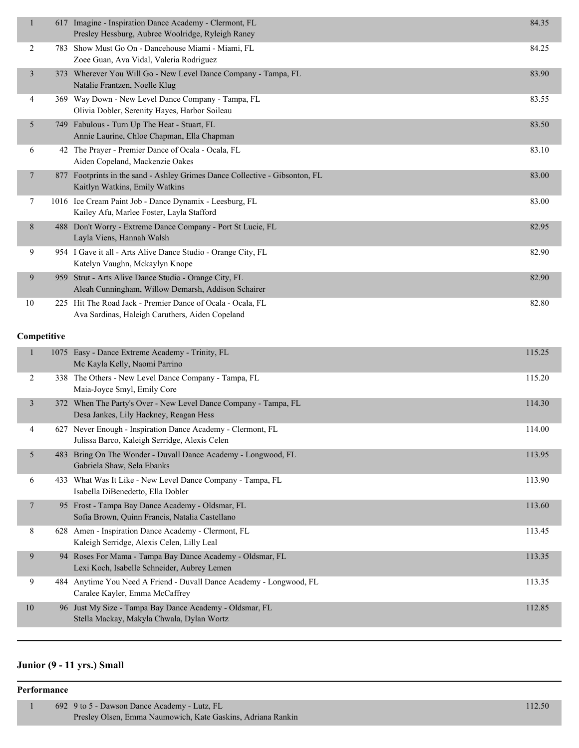| Place | # | Entry | Score |
|---|---|---|---|
| 1 | 617 | Imagine - Inspiration Dance Academy - Clermont, FL<br>Presley Hessburg, Aubree Woolridge, Ryleigh Raney | 84.35 |
| 2 | 783 | Show Must Go On - Dancehouse Miami - Miami, FL<br>Zoee Guan, Ava Vidal, Valeria Rodriguez | 84.25 |
| 3 | 373 | Wherever You Will Go - New Level Dance Company - Tampa, FL<br>Natalie Frantzen, Noelle Klug | 83.90 |
| 4 | 369 | Way Down - New Level Dance Company - Tampa, FL<br>Olivia Dobler, Serenity Hayes, Harbor Soileau | 83.55 |
| 5 | 749 | Fabulous - Turn Up The Heat - Stuart, FL<br>Annie Laurine, Chloe Chapman, Ella Chapman | 83.50 |
| 6 | 42 | The Prayer - Premier Dance of Ocala - Ocala, FL<br>Aiden Copeland, Mackenzie Oakes | 83.10 |
| 7 | 877 | Footprints in the sand - Ashley Grimes Dance Collective - Gibsonton, FL<br>Kaitlyn Watkins, Emily Watkins | 83.00 |
| 7 | 1016 | Ice Cream Paint Job - Dance Dynamix - Leesburg, FL<br>Kailey Afu, Marlee Foster, Layla Stafford | 83.00 |
| 8 | 488 | Don't Worry - Extreme Dance Company - Port St Lucie, FL<br>Layla Viens, Hannah Walsh | 82.95 |
| 9 | 954 | I Gave it all - Arts Alive Dance Studio - Orange City, FL<br>Katelyn Vaughn, Mckaylyn Knope | 82.90 |
| 9 | 959 | Strut - Arts Alive Dance Studio - Orange City, FL<br>Aleah Cunningham, Willow Demarsh, Addison Schairer | 82.90 |
| 10 | 225 | Hit The Road Jack - Premier Dance of Ocala - Ocala, FL<br>Ava Sardinas, Haleigh Caruthers, Aiden Copeland | 82.80 |

**Competitive**

| Place | # | Entry | Score |
|---|---|---|---|
| 1 | 1075 | Easy - Dance Extreme Academy - Trinity, FL<br>Mc Kayla Kelly, Naomi Parrino | 115.25 |
| 2 | 338 | The Others - New Level Dance Company - Tampa, FL<br>Maia-Joyce Smyl, Emily Core | 115.20 |
| 3 | 372 | When The Party's Over - New Level Dance Company - Tampa, FL<br>Desa Jankes, Lily Hackney, Reagan Hess | 114.30 |
| 4 | 627 | Never Enough - Inspiration Dance Academy - Clermont, FL<br>Julissa Barco, Kaleigh Serridge, Alexis Celen | 114.00 |
| 5 | 483 | Bring On The Wonder - Duvall Dance Academy - Longwood, FL<br>Gabriela Shaw, Sela Ebanks | 113.95 |
| 6 | 433 | What Was It Like - New Level Dance Company - Tampa, FL<br>Isabella DiBenedetto, Ella Dobler | 113.90 |
| 7 | 95 | Frost - Tampa Bay Dance Academy - Oldsmar, FL<br>Sofia Brown, Quinn Francis, Natalia Castellano | 113.60 |
| 8 | 628 | Amen - Inspiration Dance Academy - Clermont, FL<br>Kaleigh Serridge, Alexis Celen, Lilly Leal | 113.45 |
| 9 | 94 | Roses For Mama - Tampa Bay Dance Academy - Oldsmar, FL<br>Lexi Koch, Isabelle Schneider, Aubrey Lemen | 113.35 |
| 9 | 484 | Anytime You Need A Friend - Duvall Dance Academy - Longwood, FL<br>Caralee Kayler, Emma McCaffrey | 113.35 |
| 10 | 96 | Just My Size - Tampa Bay Dance Academy - Oldsmar, FL<br>Stella Mackay, Makyla Chwala, Dylan Wortz | 112.85 |

## Junior (9 - 11 yrs.) Small

**Performance**

| Place | # | Entry | Score |
|---|---|---|---|
| 1 | 692 | 9 to 5 - Dawson Dance Academy - Lutz, FL<br>Presley Olsen, Emma Naumowich, Kate Gaskins, Adriana Rankin | 112.50 |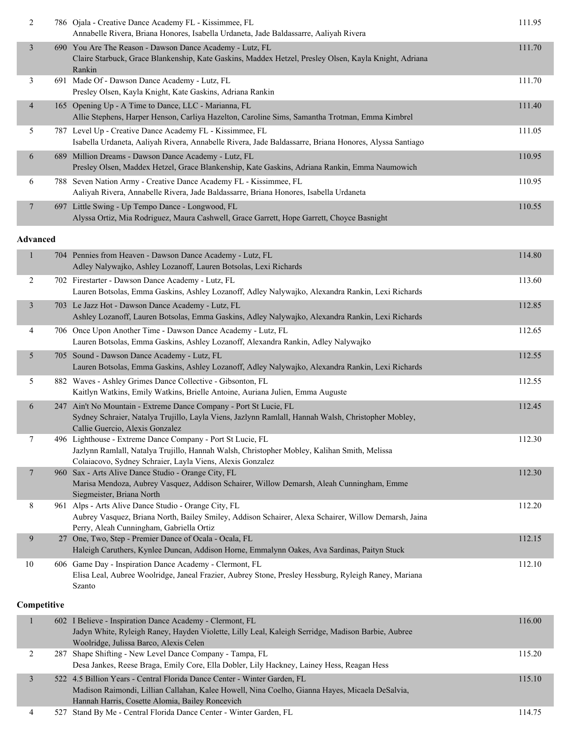| | | | |
|---|---|---|---|
| 2 | 786 | Ojala - Creative Dance Academy FL - Kissimmee, FL<br>Annabelle Rivera, Briana Honores, Isabella Urdaneta, Jade Baldassarre, Aaliyah Rivera | 111.95 |
| 3 | 690 | You Are The Reason - Dawson Dance Academy - Lutz, FL<br>Claire Starbuck, Grace Blankenship, Kate Gaskins, Maddex Hetzel, Presley Olsen, Kayla Knight, Adriana Rankin | 111.70 |
| 3 | 691 | Made Of - Dawson Dance Academy - Lutz, FL<br>Presley Olsen, Kayla Knight, Kate Gaskins, Adriana Rankin | 111.70 |
| 4 | 165 | Opening Up - A Time to Dance, LLC - Marianna, FL<br>Allie Stephens, Harper Henson, Carliya Hazelton, Caroline Sims, Samantha Trotman, Emma Kimbrel | 111.40 |
| 5 | 787 | Level Up - Creative Dance Academy FL - Kissimmee, FL<br>Isabella Urdaneta, Aaliyah Rivera, Annabelle Rivera, Jade Baldassarre, Briana Honores, Alyssa Santiago | 111.05 |
| 6 | 689 | Million Dreams - Dawson Dance Academy - Lutz, FL<br>Presley Olsen, Maddex Hetzel, Grace Blankenship, Kate Gaskins, Adriana Rankin, Emma Naumowich | 110.95 |
| 6 | 788 | Seven Nation Army - Creative Dance Academy FL - Kissimmee, FL<br>Aaliyah Rivera, Annabelle Rivera, Jade Baldassarre, Briana Honores, Isabella Urdaneta | 110.95 |
| 7 | 697 | Little Swing - Up Tempo Dance - Longwood, FL<br>Alyssa Ortiz, Mia Rodriguez, Maura Cashwell, Grace Garrett, Hope Garrett, Choyce Basnight | 110.55 |

**Advanced**

| | | | |
|---|---|---|---|
| 1 | 704 | Pennies from Heaven - Dawson Dance Academy - Lutz, FL<br>Adley Nalywajko, Ashley Lozanoff, Lauren Botsolas, Lexi Richards | 114.80 |
| 2 | 702 | Firestarter - Dawson Dance Academy - Lutz, FL<br>Lauren Botsolas, Emma Gaskins, Ashley Lozanoff, Adley Nalywajko, Alexandra Rankin, Lexi Richards | 113.60 |
| 3 | 703 | Le Jazz Hot - Dawson Dance Academy - Lutz, FL<br>Ashley Lozanoff, Lauren Botsolas, Emma Gaskins, Adley Nalywajko, Alexandra Rankin, Lexi Richards | 112.85 |
| 4 | 706 | Once Upon Another Time - Dawson Dance Academy - Lutz, FL<br>Lauren Botsolas, Emma Gaskins, Ashley Lozanoff, Alexandra Rankin, Adley Nalywajko | 112.65 |
| 5 | 705 | Sound - Dawson Dance Academy - Lutz, FL<br>Lauren Botsolas, Emma Gaskins, Ashley Lozanoff, Adley Nalywajko, Alexandra Rankin, Lexi Richards | 112.55 |
| 5 | 882 | Waves - Ashley Grimes Dance Collective - Gibsonton, FL<br>Kaitlyn Watkins, Emily Watkins, Brielle Antoine, Auriana Julien, Emma Auguste | 112.55 |
| 6 | 247 | Ain't No Mountain - Extreme Dance Company - Port St Lucie, FL<br>Sydney Schraier, Natalya Trujillo, Layla Viens, Jazlynn Ramlall, Hannah Walsh, Christopher Mobley, Callie Guercio, Alexis Gonzalez | 112.45 |
| 7 | 496 | Lighthouse - Extreme Dance Company - Port St Lucie, FL<br>Jazlynn Ramlall, Natalya Trujillo, Hannah Walsh, Christopher Mobley, Kalihan Smith, Melissa Colaiacovo, Sydney Schraier, Layla Viens, Alexis Gonzalez | 112.30 |
| 7 | 960 | Sax - Arts Alive Dance Studio - Orange City, FL<br>Marisa Mendoza, Aubrey Vasquez, Addison Schairer, Willow Demarsh, Aleah Cunningham, Emme Siegmeister, Briana North | 112.30 |
| 8 | 961 | Alps - Arts Alive Dance Studio - Orange City, FL<br>Aubrey Vasquez, Briana North, Bailey Smiley, Addison Schairer, Alexa Schairer, Willow Demarsh, Jaina Perry, Aleah Cunningham, Gabriella Ortiz | 112.20 |
| 9 | 27 | One, Two, Step - Premier Dance of Ocala - Ocala, FL<br>Haleigh Caruthers, Kynlee Duncan, Addison Horne, Emmalynn Oakes, Ava Sardinas, Paityn Stuck | 112.15 |
| 10 | 606 | Game Day - Inspiration Dance Academy - Clermont, FL<br>Elisa Leal, Aubree Woolridge, Janeal Frazier, Aubrey Stone, Presley Hessburg, Ryleigh Raney, Mariana Szanto | 112.10 |

**Competitive**

| | | | |
|---|---|---|---|
| 1 | 602 | I Believe - Inspiration Dance Academy - Clermont, FL<br>Jadyn White, Ryleigh Raney, Hayden Violette, Lilly Leal, Kaleigh Serridge, Madison Barbie, Aubree Woolridge, Julissa Barco, Alexis Celen | 116.00 |
| 2 | 287 | Shape Shifting - New Level Dance Company - Tampa, FL<br>Desa Jankes, Reese Braga, Emily Core, Ella Dobler, Lily Hackney, Lainey Hess, Reagan Hess | 115.20 |
| 3 | 522 | 4.5 Billion Years - Central Florida Dance Center - Winter Garden, FL<br>Madison Raimondi, Lillian Callahan, Kalee Howell, Nina Coelho, Gianna Hayes, Micaela DeSalvia, Hannah Harris, Cosette Alomia, Bailey Roncevich | 115.10 |
| 4 | 527 | Stand By Me - Central Florida Dance Center - Winter Garden, FL | 114.75 |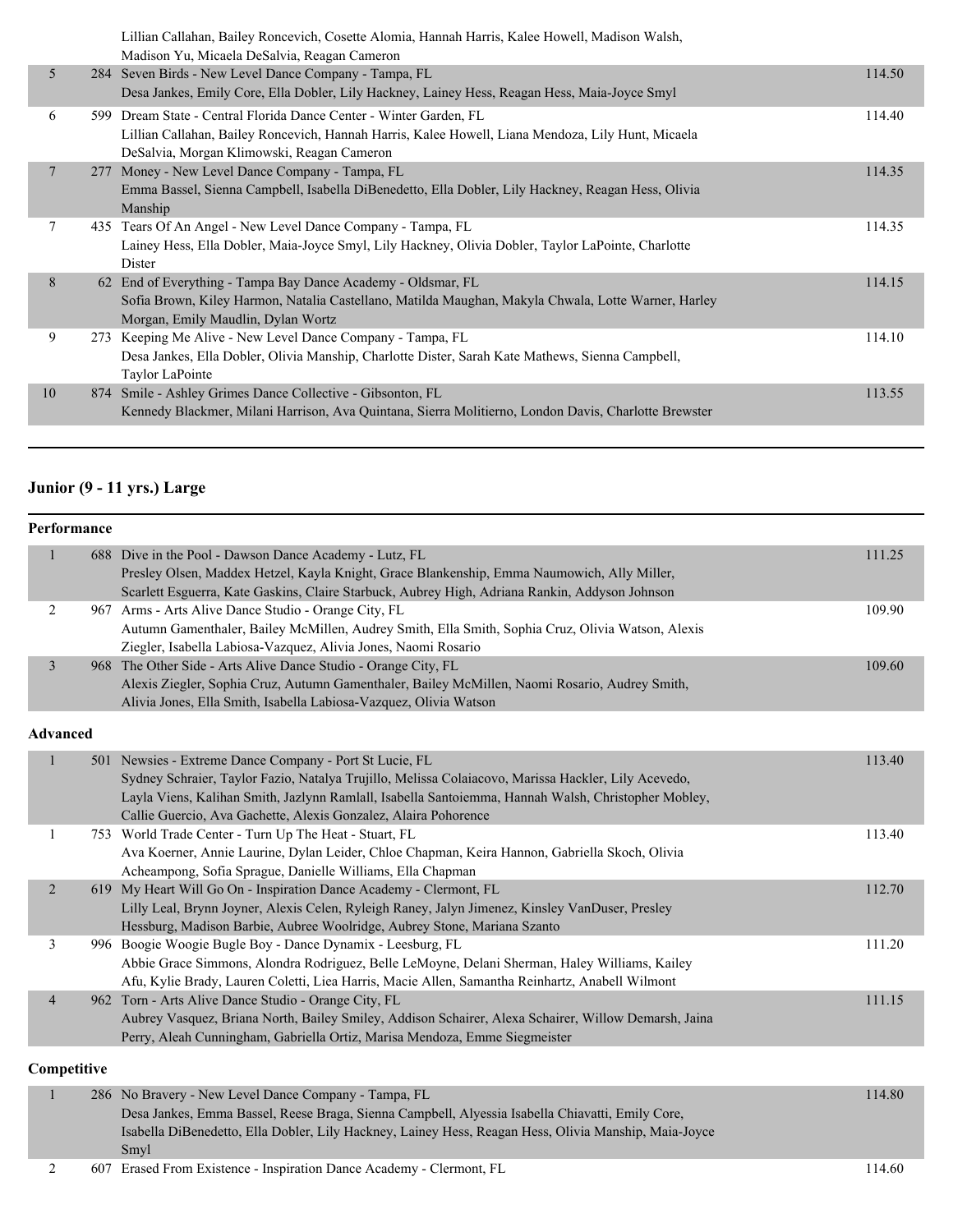| | | | |
|---|---|---|---|
| | | Lillian Callahan, Bailey Roncevich, Cosette Alomia, Hannah Harris, Kalee Howell, Madison Walsh, Madison Yu, Micaela DeSalvia, Reagan Cameron | |
| 5 | 284 | Seven Birds - New Level Dance Company - Tampa, FL<br>Desa Jankes, Emily Core, Ella Dobler, Lily Hackney, Lainey Hess, Reagan Hess, Maia-Joyce Smyl | 114.50 |
| 6 | 599 | Dream State - Central Florida Dance Center - Winter Garden, FL<br>Lillian Callahan, Bailey Roncevich, Hannah Harris, Kalee Howell, Liana Mendoza, Lily Hunt, Micaela DeSalvia, Morgan Klimowski, Reagan Cameron | 114.40 |
| 7 | 277 | Money - New Level Dance Company - Tampa, FL<br>Emma Bassel, Sienna Campbell, Isabella DiBenedetto, Ella Dobler, Lily Hackney, Reagan Hess, Olivia Manship | 114.35 |
| 7 | 435 | Tears Of An Angel - New Level Dance Company - Tampa, FL<br>Lainey Hess, Ella Dobler, Maia-Joyce Smyl, Lily Hackney, Olivia Dobler, Taylor LaPointe, Charlotte Dister | 114.35 |
| 8 | 62 | End of Everything - Tampa Bay Dance Academy - Oldsmar, FL<br>Sofia Brown, Kiley Harmon, Natalia Castellano, Matilda Maughan, Makyla Chwala, Lotte Warner, Harley Morgan, Emily Maudlin, Dylan Wortz | 114.15 |
| 9 | 273 | Keeping Me Alive - New Level Dance Company - Tampa, FL<br>Desa Jankes, Ella Dobler, Olivia Manship, Charlotte Dister, Sarah Kate Mathews, Sienna Campbell, Taylor LaPointe | 114.10 |
| 10 | 874 | Smile - Ashley Grimes Dance Collective - Gibsonton, FL<br>Kennedy Blackmer, Milani Harrison, Ava Quintana, Sierra Molitierno, London Davis, Charlotte Brewster | 113.55 |

## Junior (9 - 11 yrs.) Large

### Performance

| | | | |
|---|---|---|---|
| 1 | 688 | Dive in the Pool - Dawson Dance Academy - Lutz, FL<br>Presley Olsen, Maddex Hetzel, Kayla Knight, Grace Blankenship, Emma Naumowich, Ally Miller, Scarlett Esguerra, Kate Gaskins, Claire Starbuck, Aubrey High, Adriana Rankin, Addyson Johnson | 111.25 |
| 2 | 967 | Arms - Arts Alive Dance Studio - Orange City, FL<br>Autumn Gamenthaler, Bailey McMillen, Audrey Smith, Ella Smith, Sophia Cruz, Olivia Watson, Alexis Ziegler, Isabella Labiosa-Vazquez, Alivia Jones, Naomi Rosario | 109.90 |
| 3 | 968 | The Other Side - Arts Alive Dance Studio - Orange City, FL<br>Alexis Ziegler, Sophia Cruz, Autumn Gamenthaler, Bailey McMillen, Naomi Rosario, Audrey Smith, Alivia Jones, Ella Smith, Isabella Labiosa-Vazquez, Olivia Watson | 109.60 |

### Advanced

| | | | |
|---|---|---|---|
| 1 | 501 | Newsies - Extreme Dance Company - Port St Lucie, FL<br>Sydney Schraier, Taylor Fazio, Natalya Trujillo, Melissa Colaiacovo, Marissa Hackler, Lily Acevedo, Layla Viens, Kalihan Smith, Jazlynn Ramlall, Isabella Santoiemma, Hannah Walsh, Christopher Mobley, Callie Guercio, Ava Gachette, Alexis Gonzalez, Alaira Pohorence | 113.40 |
| 1 | 753 | World Trade Center - Turn Up The Heat - Stuart, FL<br>Ava Koerner, Annie Laurine, Dylan Leider, Chloe Chapman, Keira Hannon, Gabriella Skoch, Olivia Acheampong, Sofia Sprague, Danielle Williams, Ella Chapman | 113.40 |
| 2 | 619 | My Heart Will Go On - Inspiration Dance Academy - Clermont, FL<br>Lilly Leal, Brynn Joyner, Alexis Celen, Ryleigh Raney, Jalyn Jimenez, Kinsley VanDuser, Presley Hessburg, Madison Barbie, Aubree Woolridge, Aubrey Stone, Mariana Szanto | 112.70 |
| 3 | 996 | Boogie Woogie Bugle Boy - Dance Dynamix - Leesburg, FL<br>Abbie Grace Simmons, Alondra Rodriguez, Belle LeMoyne, Delani Sherman, Haley Williams, Kailey Afu, Kylie Brady, Lauren Coletti, Liea Harris, Macie Allen, Samantha Reinhartz, Anabell Wilmont | 111.20 |
| 4 | 962 | Torn - Arts Alive Dance Studio - Orange City, FL<br>Aubrey Vasquez, Briana North, Bailey Smiley, Addison Schairer, Alexa Schairer, Willow Demarsh, Jaina Perry, Aleah Cunningham, Gabriella Ortiz, Marisa Mendoza, Emme Siegmeister | 111.15 |

### Competitive

| | | | |
|---|---|---|---|
| 1 | 286 | No Bravery - New Level Dance Company - Tampa, FL<br>Desa Jankes, Emma Bassel, Reese Braga, Sienna Campbell, Alyessia Isabella Chiavatti, Emily Core, Isabella DiBenedetto, Ella Dobler, Lily Hackney, Lainey Hess, Reagan Hess, Olivia Manship, Maia-Joyce Smyl | 114.80 |
| 2 | 607 | Erased From Existence - Inspiration Dance Academy - Clermont, FL | 114.60 |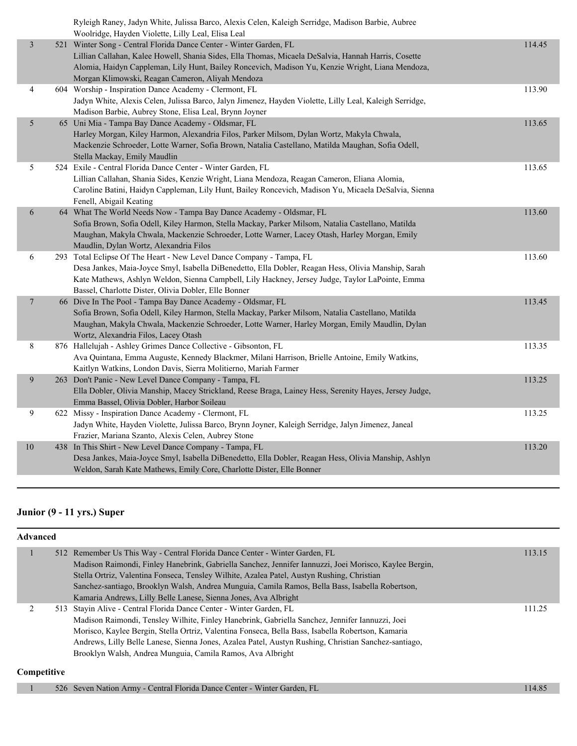| | | | |
|---|---|---|---|
| | | Ryleigh Raney, Jadyn White, Julissa Barco, Alexis Celen, Kaleigh Serridge, Madison Barbie, Aubree Woolridge, Hayden Violette, Lilly Leal, Elisa Leal | |
| 3 | 521 | Winter Song - Central Florida Dance Center - Winter Garden, FL<br>Lillian Callahan, Kalee Howell, Shania Sides, Ella Thomas, Micaela DeSalvia, Hannah Harris, Cosette Alomia, Haidyn Cappleman, Lily Hunt, Bailey Roncevich, Madison Yu, Kenzie Wright, Liana Mendoza, Morgan Klimowski, Reagan Cameron, Aliyah Mendoza | 114.45 |
| 4 | 604 | Worship - Inspiration Dance Academy - Clermont, FL<br>Jadyn White, Alexis Celen, Julissa Barco, Jalyn Jimenez, Hayden Violette, Lilly Leal, Kaleigh Serridge, Madison Barbie, Aubrey Stone, Elisa Leal, Brynn Joyner | 113.90 |
| 5 | 65 | Uni Mia - Tampa Bay Dance Academy - Oldsmar, FL<br>Harley Morgan, Kiley Harmon, Alexandria Filos, Parker Milsom, Dylan Wortz, Makyla Chwala, Mackenzie Schroeder, Lotte Warner, Sofia Brown, Natalia Castellano, Matilda Maughan, Sofia Odell, Stella Mackay, Emily Maudlin | 113.65 |
| 5 | 524 | Exile - Central Florida Dance Center - Winter Garden, FL<br>Lillian Callahan, Shania Sides, Kenzie Wright, Liana Mendoza, Reagan Cameron, Eliana Alomia, Caroline Batini, Haidyn Cappleman, Lily Hunt, Bailey Roncevich, Madison Yu, Micaela DeSalvia, Sienna Fenell, Abigail Keating | 113.65 |
| 6 | 64 | What The World Needs Now - Tampa Bay Dance Academy - Oldsmar, FL<br>Sofia Brown, Sofia Odell, Kiley Harmon, Stella Mackay, Parker Milsom, Natalia Castellano, Matilda Maughan, Makyla Chwala, Mackenzie Schroeder, Lotte Warner, Lacey Otash, Harley Morgan, Emily Maudlin, Dylan Wortz, Alexandria Filos | 113.60 |
| 6 | 293 | Total Eclipse Of The Heart - New Level Dance Company - Tampa, FL<br>Desa Jankes, Maia-Joyce Smyl, Isabella DiBenedetto, Ella Dobler, Reagan Hess, Olivia Manship, Sarah Kate Mathews, Ashlyn Weldon, Sienna Campbell, Lily Hackney, Jersey Judge, Taylor LaPointe, Emma Bassel, Charlotte Dister, Olivia Dobler, Elle Bonner | 113.60 |
| 7 | 66 | Dive In The Pool - Tampa Bay Dance Academy - Oldsmar, FL<br>Sofia Brown, Sofia Odell, Kiley Harmon, Stella Mackay, Parker Milsom, Natalia Castellano, Matilda Maughan, Makyla Chwala, Mackenzie Schroeder, Lotte Warner, Harley Morgan, Emily Maudlin, Dylan Wortz, Alexandria Filos, Lacey Otash | 113.45 |
| 8 | 876 | Hallelujah - Ashley Grimes Dance Collective - Gibsonton, FL<br>Ava Quintana, Emma Auguste, Kennedy Blackmer, Milani Harrison, Brielle Antoine, Emily Watkins, Kaitlyn Watkins, London Davis, Sierra Molitierno, Mariah Farmer | 113.35 |
| 9 | 263 | Don't Panic - New Level Dance Company - Tampa, FL<br>Ella Dobler, Olivia Manship, Macey Strickland, Reese Braga, Lainey Hess, Serenity Hayes, Jersey Judge, Emma Bassel, Olivia Dobler, Harbor Soileau | 113.25 |
| 9 | 622 | Missy - Inspiration Dance Academy - Clermont, FL<br>Jadyn White, Hayden Violette, Julissa Barco, Brynn Joyner, Kaleigh Serridge, Jalyn Jimenez, Janeal Frazier, Mariana Szanto, Alexis Celen, Aubrey Stone | 113.25 |
| 10 | 438 | In This Shirt - New Level Dance Company - Tampa, FL<br>Desa Jankes, Maia-Joyce Smyl, Isabella DiBenedetto, Ella Dobler, Reagan Hess, Olivia Manship, Ashlyn Weldon, Sarah Kate Mathews, Emily Core, Charlotte Dister, Elle Bonner | 113.20 |

## Junior (9 - 11 yrs.) Super

### Advanced

| | | | |
|---|---|---|---|
| 1 | 512 | Remember Us This Way - Central Florida Dance Center - Winter Garden, FL<br>Madison Raimondi, Finley Hanebrink, Gabriella Sanchez, Jennifer Iannuzzi, Joei Morisco, Kaylee Bergin, Stella Ortriz, Valentina Fonseca, Tensley Wilhite, Azalea Patel, Austyn Rushing, Christian Sanchez-santiago, Brooklyn Walsh, Andrea Munguia, Camila Ramos, Bella Bass, Isabella Robertson, Kamaria Andrews, Lilly Belle Lanese, Sienna Jones, Ava Albright | 113.15 |
| 2 | 513 | Stayin Alive - Central Florida Dance Center - Winter Garden, FL<br>Madison Raimondi, Tensley Wilhite, Finley Hanebrink, Gabriella Sanchez, Jennifer Iannuzzi, Joei Morisco, Kaylee Bergin, Stella Ortriz, Valentina Fonseca, Bella Bass, Isabella Robertson, Kamaria Andrews, Lilly Belle Lanese, Sienna Jones, Azalea Patel, Austyn Rushing, Christian Sanchez-santiago, Brooklyn Walsh, Andrea Munguia, Camila Ramos, Ava Albright | 111.25 |

### Competitive

| | | | |
|---|---|---|---|
| 1 | 526 | Seven Nation Army - Central Florida Dance Center - Winter Garden, FL | 114.85 |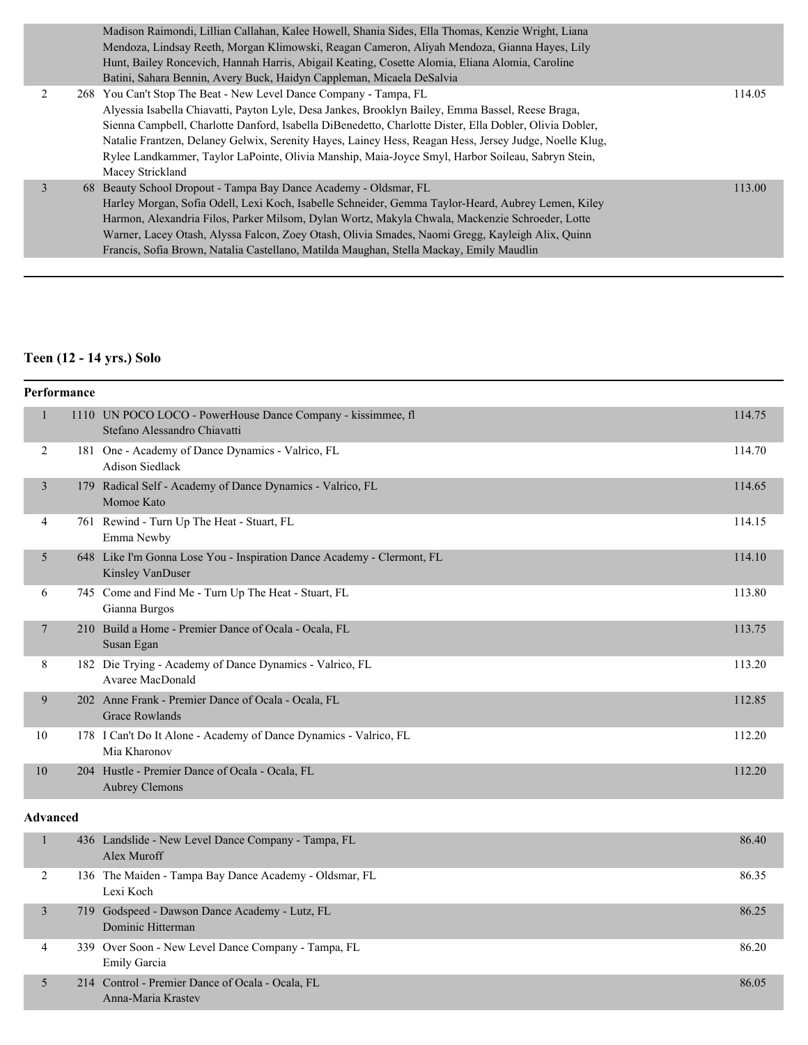| Place | # | Entry | Score |
|---|---|---|---|
| | | Madison Raimondi, Lillian Callahan, Kalee Howell, Shania Sides, Ella Thomas, Kenzie Wright, Liana Mendoza, Lindsay Reeth, Morgan Klimowski, Reagan Cameron, Aliyah Mendoza, Gianna Hayes, Lily Hunt, Bailey Roncevich, Hannah Harris, Abigail Keating, Cosette Alomia, Eliana Alomia, Caroline Batini, Sahara Bennin, Avery Buck, Haidyn Cappleman, Micaela DeSalvia | |
| 2 | 268 | You Can't Stop The Beat - New Level Dance Company - Tampa, FL<br>Alyessia Isabella Chiavatti, Payton Lyle, Desa Jankes, Brooklyn Bailey, Emma Bassel, Reese Braga, Sienna Campbell, Charlotte Danford, Isabella DiBenedetto, Charlotte Dister, Ella Dobler, Olivia Dobler, Natalie Frantzen, Delaney Gelwix, Serenity Hayes, Lainey Hess, Reagan Hess, Jersey Judge, Noelle Klug, Rylee Landkammer, Taylor LaPointe, Olivia Manship, Maia-Joyce Smyl, Harbor Soileau, Sabryn Stein, Macey Strickland | 114.05 |
| 3 | 68 | Beauty School Dropout - Tampa Bay Dance Academy - Oldsmar, FL<br>Harley Morgan, Sofia Odell, Lexi Koch, Isabelle Schneider, Gemma Taylor-Heard, Aubrey Lemen, Kiley Harmon, Alexandria Filos, Parker Milsom, Dylan Wortz, Makyla Chwala, Mackenzie Schroeder, Lotte Warner, Lacey Otash, Alyssa Falcon, Zoey Otash, Olivia Smades, Naomi Gregg, Kayleigh Alix, Quinn Francis, Sofia Brown, Natalia Castellano, Matilda Maughan, Stella Mackay, Emily Maudlin | 113.00 |

## Teen (12 - 14 yrs.) Solo

### Performance

| Place | # | Entry | Score |
|---|---|---|---|
| 1 | 1110 | UN POCO LOCO - PowerHouse Dance Company - kissimmee, fl<br>Stefano Alessandro Chiavatti | 114.75 |
| 2 | 181 | One - Academy of Dance Dynamics - Valrico, FL<br>Adison Siedlack | 114.70 |
| 3 | 179 | Radical Self - Academy of Dance Dynamics - Valrico, FL<br>Momoe Kato | 114.65 |
| 4 | 761 | Rewind - Turn Up The Heat - Stuart, FL<br>Emma Newby | 114.15 |
| 5 | 648 | Like I'm Gonna Lose You - Inspiration Dance Academy - Clermont, FL<br>Kinsley VanDuser | 114.10 |
| 6 | 745 | Come and Find Me - Turn Up The Heat - Stuart, FL<br>Gianna Burgos | 113.80 |
| 7 | 210 | Build a Home - Premier Dance of Ocala - Ocala, FL<br>Susan Egan | 113.75 |
| 8 | 182 | Die Trying - Academy of Dance Dynamics - Valrico, FL<br>Avaree MacDonald | 113.20 |
| 9 | 202 | Anne Frank - Premier Dance of Ocala - Ocala, FL<br>Grace Rowlands | 112.85 |
| 10 | 178 | I Can't Do It Alone - Academy of Dance Dynamics - Valrico, FL<br>Mia Kharonov | 112.20 |
| 10 | 204 | Hustle - Premier Dance of Ocala - Ocala, FL<br>Aubrey Clemons | 112.20 |

### Advanced

| Place | # | Entry | Score |
|---|---|---|---|
| 1 | 436 | Landslide - New Level Dance Company - Tampa, FL<br>Alex Muroff | 86.40 |
| 2 | 136 | The Maiden - Tampa Bay Dance Academy - Oldsmar, FL<br>Lexi Koch | 86.35 |
| 3 | 719 | Godspeed - Dawson Dance Academy - Lutz, FL<br>Dominic Hitterman | 86.25 |
| 4 | 339 | Over Soon - New Level Dance Company - Tampa, FL<br>Emily Garcia | 86.20 |
| 5 | 214 | Control - Premier Dance of Ocala - Ocala, FL<br>Anna-Maria Krastev | 86.05 |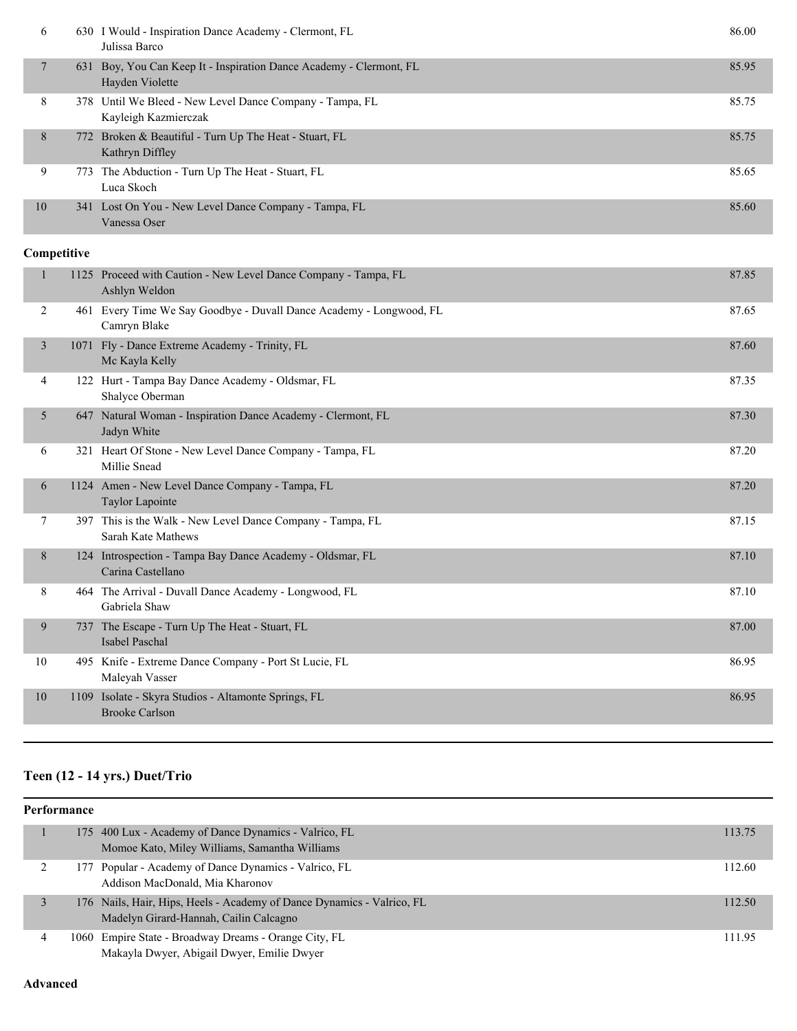| Place | No. | Entry | Score |
|---|---|---|---|
| 6 | 630 | I Would - Inspiration Dance Academy - Clermont, FL<br>Julissa Barco | 86.00 |
| 7 | 631 | Boy, You Can Keep It - Inspiration Dance Academy - Clermont, FL<br>Hayden Violette | 85.95 |
| 8 | 378 | Until We Bleed - New Level Dance Company - Tampa, FL<br>Kayleigh Kazmierczak | 85.75 |
| 8 | 772 | Broken & Beautiful - Turn Up The Heat - Stuart, FL<br>Kathryn Diffley | 85.75 |
| 9 | 773 | The Abduction - Turn Up The Heat - Stuart, FL<br>Luca Skoch | 85.65 |
| 10 | 341 | Lost On You - New Level Dance Company - Tampa, FL<br>Vanessa Oser | 85.60 |

**Competitive**

| Place | No. | Entry | Score |
|---|---|---|---|
| 1 | 1125 | Proceed with Caution - New Level Dance Company - Tampa, FL<br>Ashlyn Weldon | 87.85 |
| 2 | 461 | Every Time We Say Goodbye - Duvall Dance Academy - Longwood, FL<br>Camryn Blake | 87.65 |
| 3 | 1071 | Fly - Dance Extreme Academy - Trinity, FL<br>Mc Kayla Kelly | 87.60 |
| 4 | 122 | Hurt - Tampa Bay Dance Academy - Oldsmar, FL<br>Shalyce Oberman | 87.35 |
| 5 | 647 | Natural Woman - Inspiration Dance Academy - Clermont, FL<br>Jadyn White | 87.30 |
| 6 | 321 | Heart Of Stone - New Level Dance Company - Tampa, FL<br>Millie Snead | 87.20 |
| 6 | 1124 | Amen - New Level Dance Company - Tampa, FL<br>Taylor Lapointe | 87.20 |
| 7 | 397 | This is the Walk - New Level Dance Company - Tampa, FL<br>Sarah Kate Mathews | 87.15 |
| 8 | 124 | Introspection - Tampa Bay Dance Academy - Oldsmar, FL<br>Carina Castellano | 87.10 |
| 8 | 464 | The Arrival - Duvall Dance Academy - Longwood, FL<br>Gabriela Shaw | 87.10 |
| 9 | 737 | The Escape - Turn Up The Heat - Stuart, FL<br>Isabel Paschal | 87.00 |
| 10 | 495 | Knife - Extreme Dance Company - Port St Lucie, FL<br>Maleyah Vasser | 86.95 |
| 10 | 1109 | Isolate - Skyra Studios - Altamonte Springs, FL<br>Brooke Carlson | 86.95 |

## Teen (12 - 14 yrs.) Duet/Trio

**Performance**

| Place | No. | Entry | Score |
|---|---|---|---|
| 1 | 175 | 400 Lux - Academy of Dance Dynamics - Valrico, FL<br>Momoe Kato, Miley Williams, Samantha Williams | 113.75 |
| 2 | 177 | Popular - Academy of Dance Dynamics - Valrico, FL<br>Addison MacDonald, Mia Kharonov | 112.60 |
| 3 | 176 | Nails, Hair, Hips, Heels - Academy of Dance Dynamics - Valrico, FL<br>Madelyn Girard-Hannah, Cailin Calcagno | 112.50 |
| 4 | 1060 | Empire State - Broadway Dreams - Orange City, FL<br>Makayla Dwyer, Abigail Dwyer, Emilie Dwyer | 111.95 |

**Advanced**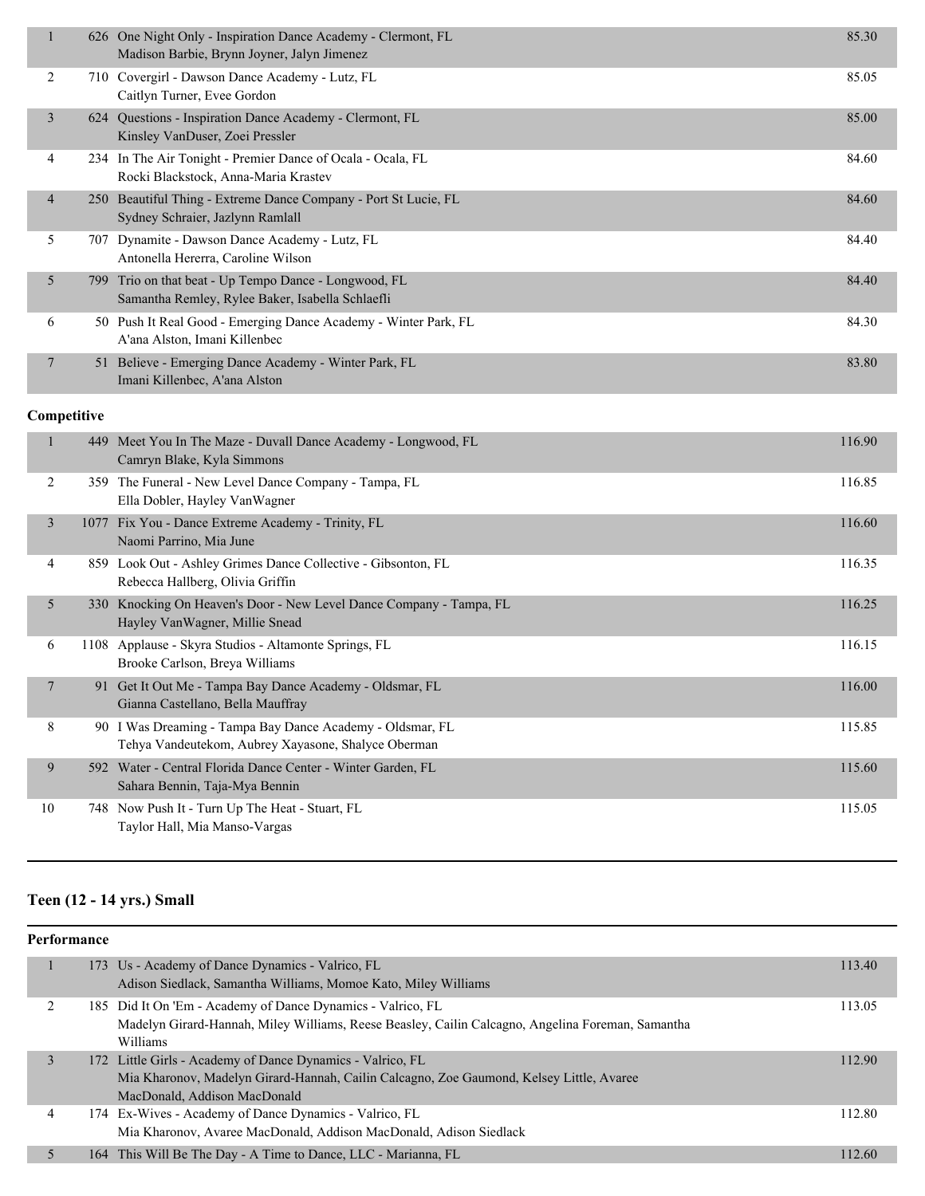| Place | No. | Entry | Score |
|---|---|---|---|
| 1 | 626 | One Night Only - Inspiration Dance Academy - Clermont, FL<br>Madison Barbie, Brynn Joyner, Jalyn Jimenez | 85.30 |
| 2 | 710 | Covergirl - Dawson Dance Academy - Lutz, FL<br>Caitlyn Turner, Evee Gordon | 85.05 |
| 3 | 624 | Questions - Inspiration Dance Academy - Clermont, FL<br>Kinsley VanDuser, Zoei Pressler | 85.00 |
| 4 | 234 | In The Air Tonight - Premier Dance of Ocala - Ocala, FL<br>Rocki Blackstock, Anna-Maria Krastev | 84.60 |
| 4 | 250 | Beautiful Thing - Extreme Dance Company - Port St Lucie, FL<br>Sydney Schraier, Jazlynn Ramlall | 84.60 |
| 5 | 707 | Dynamite - Dawson Dance Academy - Lutz, FL<br>Antonella Hererra, Caroline Wilson | 84.40 |
| 5 | 799 | Trio on that beat - Up Tempo Dance - Longwood, FL<br>Samantha Remley, Rylee Baker, Isabella Schlaefli | 84.40 |
| 6 | 50 | Push It Real Good - Emerging Dance Academy - Winter Park, FL<br>A'ana Alston, Imani Killenbec | 84.30 |
| 7 | 51 | Believe - Emerging Dance Academy - Winter Park, FL<br>Imani Killenbec, A'ana Alston | 83.80 |

**Competitive**

| Place | No. | Entry | Score |
|---|---|---|---|
| 1 | 449 | Meet You In The Maze - Duvall Dance Academy - Longwood, FL<br>Camryn Blake, Kyla Simmons | 116.90 |
| 2 | 359 | The Funeral - New Level Dance Company - Tampa, FL<br>Ella Dobler, Hayley VanWagner | 116.85 |
| 3 | 1077 | Fix You - Dance Extreme Academy - Trinity, FL<br>Naomi Parrino, Mia June | 116.60 |
| 4 | 859 | Look Out - Ashley Grimes Dance Collective - Gibsonton, FL<br>Rebecca Hallberg, Olivia Griffin | 116.35 |
| 5 | 330 | Knocking On Heaven's Door - New Level Dance Company - Tampa, FL<br>Hayley VanWagner, Millie Snead | 116.25 |
| 6 | 1108 | Applause - Skyra Studios - Altamonte Springs, FL<br>Brooke Carlson, Breya Williams | 116.15 |
| 7 | 91 | Get It Out Me - Tampa Bay Dance Academy - Oldsmar, FL<br>Gianna Castellano, Bella Mauffray | 116.00 |
| 8 | 90 | I Was Dreaming - Tampa Bay Dance Academy - Oldsmar, FL<br>Tehya Vandeutekom, Aubrey Xayasone, Shalyce Oberman | 115.85 |
| 9 | 592 | Water - Central Florida Dance Center - Winter Garden, FL<br>Sahara Bennin, Taja-Mya Bennin | 115.60 |
| 10 | 748 | Now Push It - Turn Up The Heat - Stuart, FL<br>Taylor Hall, Mia Manso-Vargas | 115.05 |

## Teen (12 - 14 yrs.) Small

**Performance**

| Place | No. | Entry | Score |
|---|---|---|---|
| 1 | 173 | Us - Academy of Dance Dynamics - Valrico, FL<br>Adison Siedlack, Samantha Williams, Momoe Kato, Miley Williams | 113.40 |
| 2 | 185 | Did It On 'Em - Academy of Dance Dynamics - Valrico, FL<br>Madelyn Girard-Hannah, Miley Williams, Reese Beasley, Cailin Calcagno, Angelina Foreman, Samantha Williams | 113.05 |
| 3 | 172 | Little Girls - Academy of Dance Dynamics - Valrico, FL<br>Mia Kharonov, Madelyn Girard-Hannah, Cailin Calcagno, Zoe Gaumond, Kelsey Little, Avaree MacDonald, Addison MacDonald | 112.90 |
| 4 | 174 | Ex-Wives - Academy of Dance Dynamics - Valrico, FL<br>Mia Kharonov, Avaree MacDonald, Addison MacDonald, Adison Siedlack | 112.80 |
| 5 | 164 | This Will Be The Day - A Time to Dance, LLC - Marianna, FL | 112.60 |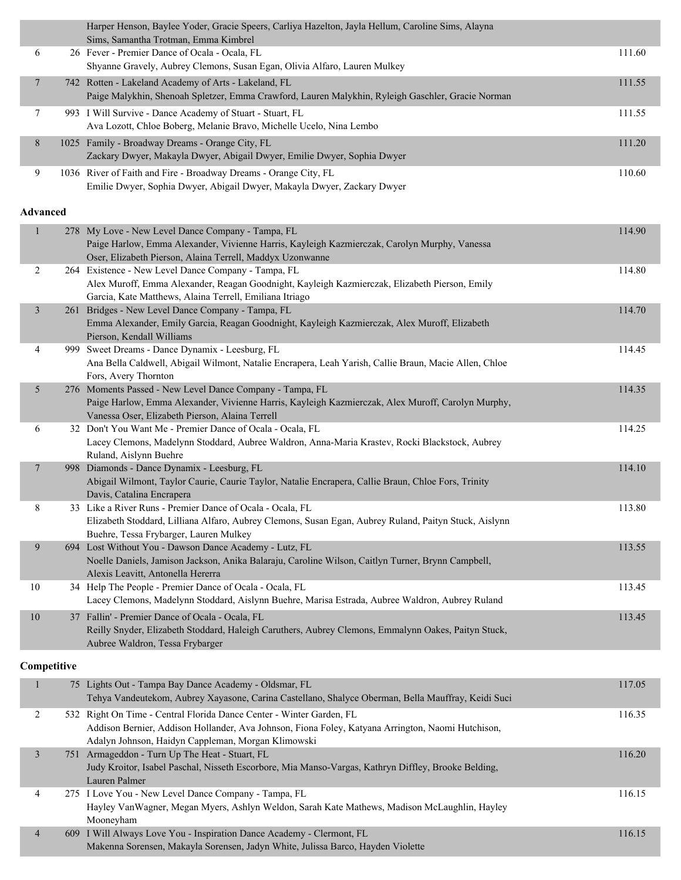| | | | |
|---|---|---|---|
| | | Harper Henson, Baylee Yoder, Gracie Speers, Carliya Hazelton, Jayla Hellum, Caroline Sims, Alayna Sims, Samantha Trotman, Emma Kimbrel | |
| 6 | 26 | Fever - Premier Dance of Ocala - Ocala, FL<br>Shyanne Gravely, Aubrey Clemons, Susan Egan, Olivia Alfaro, Lauren Mulkey | 111.60 |
| 7 | 742 | Rotten - Lakeland Academy of Arts - Lakeland, FL<br>Paige Malykhin, Shenoah Spletzer, Emma Crawford, Lauren Malykhin, Ryleigh Gaschler, Gracie Norman | 111.55 |
| 7 | 993 | I Will Survive - Dance Academy of Stuart - Stuart, FL<br>Ava Lozott, Chloe Boberg, Melanie Bravo, Michelle Ucelo, Nina Lembo | 111.55 |
| 8 | 1025 | Family - Broadway Dreams - Orange City, FL<br>Zackary Dwyer, Makayla Dwyer, Abigail Dwyer, Emilie Dwyer, Sophia Dwyer | 111.20 |
| 9 | 1036 | River of Faith and Fire - Broadway Dreams - Orange City, FL<br>Emilie Dwyer, Sophia Dwyer, Abigail Dwyer, Makayla Dwyer, Zackary Dwyer | 110.60 |

**Advanced**

| | | | |
|---|---|---|---|
| 1 | 278 | My Love - New Level Dance Company - Tampa, FL<br>Paige Harlow, Emma Alexander, Vivienne Harris, Kayleigh Kazmierczak, Carolyn Murphy, Vanessa Oser, Elizabeth Pierson, Alaina Terrell, Maddyx Uzonwanne | 114.90 |
| 2 | 264 | Existence - New Level Dance Company - Tampa, FL<br>Alex Muroff, Emma Alexander, Reagan Goodnight, Kayleigh Kazmierczak, Elizabeth Pierson, Emily Garcia, Kate Matthews, Alaina Terrell, Emiliana Itriago | 114.80 |
| 3 | 261 | Bridges - New Level Dance Company - Tampa, FL<br>Emma Alexander, Emily Garcia, Reagan Goodnight, Kayleigh Kazmierczak, Alex Muroff, Elizabeth Pierson, Kendall Williams | 114.70 |
| 4 | 999 | Sweet Dreams - Dance Dynamix - Leesburg, FL<br>Ana Bella Caldwell, Abigail Wilmont, Natalie Encrapera, Leah Yarish, Callie Braun, Macie Allen, Chloe Fors, Avery Thornton | 114.45 |
| 5 | 276 | Moments Passed - New Level Dance Company - Tampa, FL<br>Paige Harlow, Emma Alexander, Vivienne Harris, Kayleigh Kazmierczak, Alex Muroff, Carolyn Murphy, Vanessa Oser, Elizabeth Pierson, Alaina Terrell | 114.35 |
| 6 | 32 | Don't You Want Me - Premier Dance of Ocala - Ocala, FL<br>Lacey Clemons, Madelynn Stoddard, Aubree Waldron, Anna-Maria Krastev, Rocki Blackstock, Aubrey Ruland, Aislynn Buehre | 114.25 |
| 7 | 998 | Diamonds - Dance Dynamix - Leesburg, FL<br>Abigail Wilmont, Taylor Caurie, Caurie Taylor, Natalie Encrapera, Callie Braun, Chloe Fors, Trinity Davis, Catalina Encrapera | 114.10 |
| 8 | 33 | Like a River Runs - Premier Dance of Ocala - Ocala, FL<br>Elizabeth Stoddard, Lilliana Alfaro, Aubrey Clemons, Susan Egan, Aubrey Ruland, Paityn Stuck, Aislynn Buehre, Tessa Frybarger, Lauren Mulkey | 113.80 |
| 9 | 694 | Lost Without You - Dawson Dance Academy - Lutz, FL<br>Noelle Daniels, Jamison Jackson, Anika Balaraju, Caroline Wilson, Caitlyn Turner, Brynn Campbell, Alexis Leavitt, Antonella Hererra | 113.55 |
| 10 | 34 | Help The People - Premier Dance of Ocala - Ocala, FL<br>Lacey Clemons, Madelynn Stoddard, Aislynn Buehre, Marisa Estrada, Aubree Waldron, Aubrey Ruland | 113.45 |
| 10 | 37 | Fallin' - Premier Dance of Ocala - Ocala, FL<br>Reilly Snyder, Elizabeth Stoddard, Haleigh Caruthers, Aubrey Clemons, Emmalynn Oakes, Paityn Stuck, Aubree Waldron, Tessa Frybarger | 113.45 |

**Competitive**

| | | | |
|---|---|---|---|
| 1 | 75 | Lights Out - Tampa Bay Dance Academy - Oldsmar, FL<br>Tehya Vandeutekom, Aubrey Xayasone, Carina Castellano, Shalyce Oberman, Bella Mauffray, Keidi Suci | 117.05 |
| 2 | 532 | Right On Time - Central Florida Dance Center - Winter Garden, FL<br>Addison Bernier, Addison Hollander, Ava Johnson, Fiona Foley, Katyana Arrington, Naomi Hutchison, Adalyn Johnson, Haidyn Cappleman, Morgan Klimowski | 116.35 |
| 3 | 751 | Armageddon - Turn Up The Heat - Stuart, FL<br>Judy Kroitor, Isabel Paschal, Nisseth Escorbore, Mia Manso-Vargas, Kathryn Diffley, Brooke Belding, Lauren Palmer | 116.20 |
| 4 | 275 | I Love You - New Level Dance Company - Tampa, FL<br>Hayley VanWagner, Megan Myers, Ashlyn Weldon, Sarah Kate Mathews, Madison McLaughlin, Hayley Mooneyham | 116.15 |
| 4 | 609 | I Will Always Love You - Inspiration Dance Academy - Clermont, FL<br>Makenna Sorensen, Makayla Sorensen, Jadyn White, Julissa Barco, Hayden Violette | 116.15 |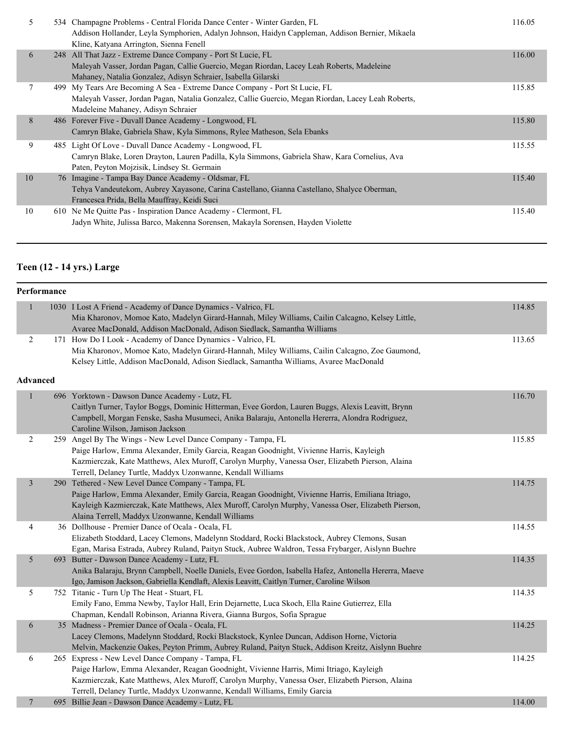| | | | |
|---|---|---|---|
| 5 | 534 | Champagne Problems - Central Florida Dance Center - Winter Garden, FL<br>Addison Hollander, Leyla Symphorien, Adalyn Johnson, Haidyn Cappleman, Addison Bernier, Mikaela Kline, Katyana Arrington, Sienna Fenell | 116.05 |
| 6 | 248 | All That Jazz - Extreme Dance Company - Port St Lucie, FL<br>Maleyah Vasser, Jordan Pagan, Callie Guercio, Megan Riordan, Lacey Leah Roberts, Madeleine Mahaney, Natalia Gonzalez, Adisyn Schraier, Isabella Gilarski | 116.00 |
| 7 | 499 | My Tears Are Becoming A Sea - Extreme Dance Company - Port St Lucie, FL<br>Maleyah Vasser, Jordan Pagan, Natalia Gonzalez, Callie Guercio, Megan Riordan, Lacey Leah Roberts, Madeleine Mahaney, Adisyn Schraier | 115.85 |
| 8 | 486 | Forever Five - Duvall Dance Academy - Longwood, FL<br>Camryn Blake, Gabriela Shaw, Kyla Simmons, Rylee Matheson, Sela Ebanks | 115.80 |
| 9 | 485 | Light Of Love - Duvall Dance Academy - Longwood, FL<br>Camryn Blake, Loren Drayton, Lauren Padilla, Kyla Simmons, Gabriela Shaw, Kara Cornelius, Ava Paten, Peyton Mojzisik, Lindsey St. Germain | 115.55 |
| 10 | 76 | Imagine - Tampa Bay Dance Academy - Oldsmar, FL<br>Tehya Vandeutekom, Aubrey Xayasone, Carina Castellano, Gianna Castellano, Shalyce Oberman, Francesca Prida, Bella Mauffray, Keidi Suci | 115.40 |
| 10 | 610 | Ne Me Quitte Pas - Inspiration Dance Academy - Clermont, FL<br>Jadyn White, Julissa Barco, Makenna Sorensen, Makayla Sorensen, Hayden Violette | 115.40 |

## Teen (12 - 14 yrs.) Large

### Performance

| | | | |
|---|---|---|---|
| 1 | 1030 | I Lost A Friend - Academy of Dance Dynamics - Valrico, FL<br>Mia Kharonov, Momoe Kato, Madelyn Girard-Hannah, Miley Williams, Cailin Calcagno, Kelsey Little, Avaree MacDonald, Addison MacDonald, Adison Siedlack, Samantha Williams | 114.85 |
| 2 | 171 | How Do I Look - Academy of Dance Dynamics - Valrico, FL<br>Mia Kharonov, Momoe Kato, Madelyn Girard-Hannah, Miley Williams, Cailin Calcagno, Zoe Gaumond, Kelsey Little, Addison MacDonald, Adison Siedlack, Samantha Williams, Avaree MacDonald | 113.65 |

### Advanced

| | | | |
|---|---|---|---|
| 1 | 696 | Yorktown - Dawson Dance Academy - Lutz, FL<br>Caitlyn Turner, Taylor Boggs, Dominic Hitterman, Evee Gordon, Lauren Buggs, Alexis Leavitt, Brynn Campbell, Morgan Fenske, Sasha Musumeci, Anika Balaraju, Antonella Hererra, Alondra Rodriguez, Caroline Wilson, Jamison Jackson | 116.70 |
| 2 | 259 | Angel By The Wings - New Level Dance Company - Tampa, FL<br>Paige Harlow, Emma Alexander, Emily Garcia, Reagan Goodnight, Vivienne Harris, Kayleigh Kazmierczak, Kate Matthews, Alex Muroff, Carolyn Murphy, Vanessa Oser, Elizabeth Pierson, Alaina Terrell, Delaney Turtle, Maddyx Uzonwanne, Kendall Williams | 115.85 |
| 3 | 290 | Tethered - New Level Dance Company - Tampa, FL<br>Paige Harlow, Emma Alexander, Emily Garcia, Reagan Goodnight, Vivienne Harris, Emiliana Itriago, Kayleigh Kazmierczak, Kate Matthews, Alex Muroff, Carolyn Murphy, Vanessa Oser, Elizabeth Pierson, Alaina Terrell, Maddyx Uzonwanne, Kendall Williams | 114.75 |
| 4 | 36 | Dollhouse - Premier Dance of Ocala - Ocala, FL<br>Elizabeth Stoddard, Lacey Clemons, Madelynn Stoddard, Rocki Blackstock, Aubrey Clemons, Susan Egan, Marisa Estrada, Aubrey Ruland, Paityn Stuck, Aubree Waldron, Tessa Frybarger, Aislynn Buehre | 114.55 |
| 5 | 693 | Butter - Dawson Dance Academy - Lutz, FL<br>Anika Balaraju, Brynn Campbell, Noelle Daniels, Evee Gordon, Isabella Hafez, Antonella Hererra, Maeve Igo, Jamison Jackson, Gabriella Kendlaft, Alexis Leavitt, Caitlyn Turner, Caroline Wilson | 114.35 |
| 5 | 752 | Titanic - Turn Up The Heat - Stuart, FL<br>Emily Fano, Emma Newby, Taylor Hall, Erin Dejarnette, Luca Skoch, Ella Raine Gutierrez, Ella Chapman, Kendall Robinson, Arianna Rivera, Gianna Burgos, Sofia Sprague | 114.35 |
| 6 | 35 | Madness - Premier Dance of Ocala - Ocala, FL<br>Lacey Clemons, Madelynn Stoddard, Rocki Blackstock, Kynlee Duncan, Addison Horne, Victoria Melvin, Mackenzie Oakes, Peyton Primm, Aubrey Ruland, Paityn Stuck, Addison Kreitz, Aislynn Buehre | 114.25 |
| 6 | 265 | Express - New Level Dance Company - Tampa, FL<br>Paige Harlow, Emma Alexander, Reagan Goodnight, Vivienne Harris, Mimi Itriago, Kayleigh Kazmierczak, Kate Matthews, Alex Muroff, Carolyn Murphy, Vanessa Oser, Elizabeth Pierson, Alaina Terrell, Delaney Turtle, Maddyx Uzonwanne, Kendall Williams, Emily Garcia | 114.25 |
| 7 | 695 | Billie Jean - Dawson Dance Academy - Lutz, FL | 114.00 |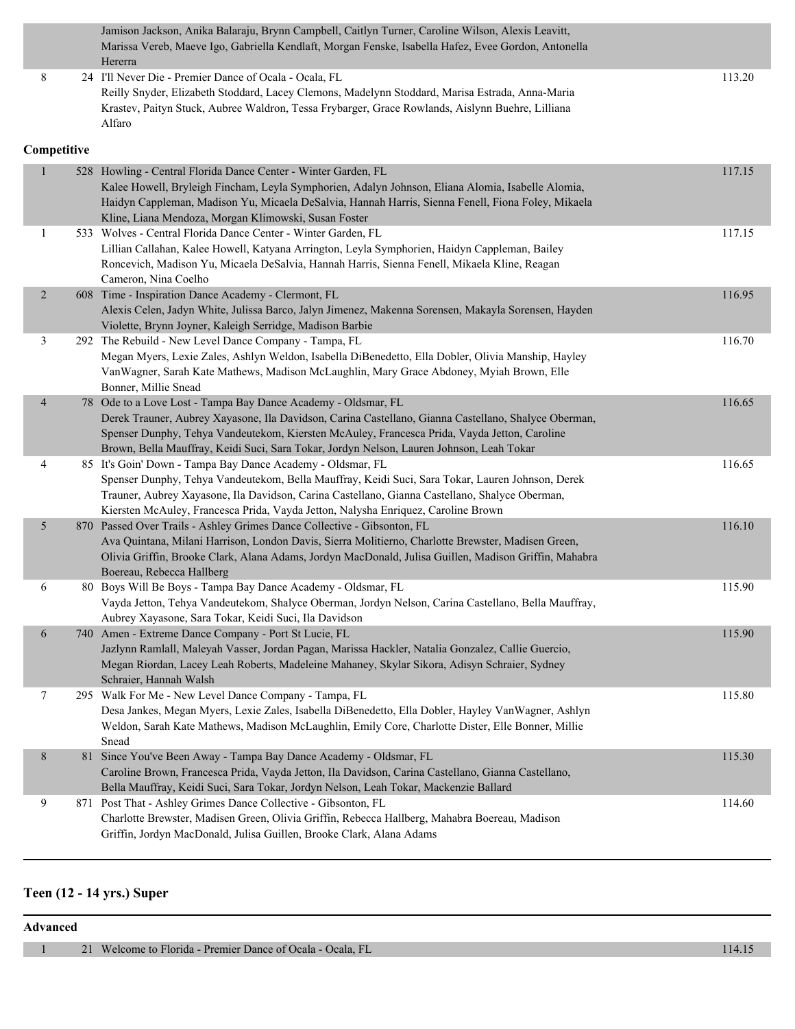| Place | No. | Routine / Studio / Dancers | Score |
|---|---|---|---|
| | | Jamison Jackson, Anika Balaraju, Brynn Campbell, Caitlyn Turner, Caroline Wilson, Alexis Leavitt, Marissa Vereb, Maeve Igo, Gabriella Kendlaft, Morgan Fenske, Isabella Hafez, Evee Gordon, Antonella Hererra | |
| 8 | 24 | I'll Never Die - Premier Dance of Ocala - Ocala, FL<br>Reilly Snyder, Elizabeth Stoddard, Lacey Clemons, Madelynn Stoddard, Marisa Estrada, Anna-Maria Krastev, Paityn Stuck, Aubree Waldron, Tessa Frybarger, Grace Rowlands, Aislynn Buehre, Lilliana Alfaro | 113.20 |

**Competitive**

| Place | No. | Routine / Studio / Dancers | Score |
|---|---|---|---|
| 1 | 528 | Howling - Central Florida Dance Center - Winter Garden, FL<br>Kalee Howell, Bryleigh Fincham, Leyla Symphorien, Adalyn Johnson, Eliana Alomia, Isabelle Alomia, Haidyn Cappleman, Madison Yu, Micaela DeSalvia, Hannah Harris, Sienna Fenell, Fiona Foley, Mikaela Kline, Liana Mendoza, Morgan Klimowski, Susan Foster | 117.15 |
| 1 | 533 | Wolves - Central Florida Dance Center - Winter Garden, FL<br>Lillian Callahan, Kalee Howell, Katyana Arrington, Leyla Symphorien, Haidyn Cappleman, Bailey Roncevich, Madison Yu, Micaela DeSalvia, Hannah Harris, Sienna Fenell, Mikaela Kline, Reagan Cameron, Nina Coelho | 117.15 |
| 2 | 608 | Time - Inspiration Dance Academy - Clermont, FL<br>Alexis Celen, Jadyn White, Julissa Barco, Jalyn Jimenez, Makenna Sorensen, Makayla Sorensen, Hayden Violette, Brynn Joyner, Kaleigh Serridge, Madison Barbie | 116.95 |
| 3 | 292 | The Rebuild - New Level Dance Company - Tampa, FL<br>Megan Myers, Lexie Zales, Ashlyn Weldon, Isabella DiBenedetto, Ella Dobler, Olivia Manship, Hayley VanWagner, Sarah Kate Mathews, Madison McLaughlin, Mary Grace Abdoney, Myiah Brown, Elle Bonner, Millie Snead | 116.70 |
| 4 | 78 | Ode to a Love Lost - Tampa Bay Dance Academy - Oldsmar, FL<br>Derek Trauner, Aubrey Xayasone, Ila Davidson, Carina Castellano, Gianna Castellano, Shalyce Oberman, Spenser Dunphy, Tehya Vandeutekom, Kiersten McAuley, Francesca Prida, Vayda Jetton, Caroline Brown, Bella Mauffray, Keidi Suci, Sara Tokar, Jordyn Nelson, Lauren Johnson, Leah Tokar | 116.65 |
| 4 | 85 | It's Goin' Down - Tampa Bay Dance Academy - Oldsmar, FL<br>Spenser Dunphy, Tehya Vandeutekom, Bella Mauffray, Keidi Suci, Sara Tokar, Lauren Johnson, Derek Trauner, Aubrey Xayasone, Ila Davidson, Carina Castellano, Gianna Castellano, Shalyce Oberman, Kiersten McAuley, Francesca Prida, Vayda Jetton, Nalysha Enriquez, Caroline Brown | 116.65 |
| 5 | 870 | Passed Over Trails - Ashley Grimes Dance Collective - Gibsonton, FL<br>Ava Quintana, Milani Harrison, London Davis, Sierra Molitierno, Charlotte Brewster, Madisen Green, Olivia Griffin, Brooke Clark, Alana Adams, Jordyn MacDonald, Julisa Guillen, Madison Griffin, Mahabra Boereau, Rebecca Hallberg | 116.10 |
| 6 | 80 | Boys Will Be Boys - Tampa Bay Dance Academy - Oldsmar, FL<br>Vayda Jetton, Tehya Vandeutekom, Shalyce Oberman, Jordyn Nelson, Carina Castellano, Bella Mauffray, Aubrey Xayasone, Sara Tokar, Keidi Suci, Ila Davidson | 115.90 |
| 6 | 740 | Amen - Extreme Dance Company - Port St Lucie, FL<br>Jazlynn Ramlall, Maleyah Vasser, Jordan Pagan, Marissa Hackler, Natalia Gonzalez, Callie Guercio, Megan Riordan, Lacey Leah Roberts, Madeleine Mahaney, Skylar Sikora, Adisyn Schraier, Sydney Schraier, Hannah Walsh | 115.90 |
| 7 | 295 | Walk For Me - New Level Dance Company - Tampa, FL<br>Desa Jankes, Megan Myers, Lexie Zales, Isabella DiBenedetto, Ella Dobler, Hayley VanWagner, Ashlyn Weldon, Sarah Kate Mathews, Madison McLaughlin, Emily Core, Charlotte Dister, Elle Bonner, Millie Snead | 115.80 |
| 8 | 81 | Since You've Been Away - Tampa Bay Dance Academy - Oldsmar, FL<br>Caroline Brown, Francesca Prida, Vayda Jetton, Ila Davidson, Carina Castellano, Gianna Castellano, Bella Mauffray, Keidi Suci, Sara Tokar, Jordyn Nelson, Leah Tokar, Mackenzie Ballard | 115.30 |
| 9 | 871 | Post That - Ashley Grimes Dance Collective - Gibsonton, FL<br>Charlotte Brewster, Madisen Green, Olivia Griffin, Rebecca Hallberg, Mahabra Boereau, Madison Griffin, Jordyn MacDonald, Julisa Guillen, Brooke Clark, Alana Adams | 114.60 |

## Teen (12 - 14 yrs.) Super

**Advanced**

| Place | No. | Routine / Studio / Dancers | Score |
|---|---|---|---|
| 1 | 21 | Welcome to Florida - Premier Dance of Ocala - Ocala, FL | 114.15 |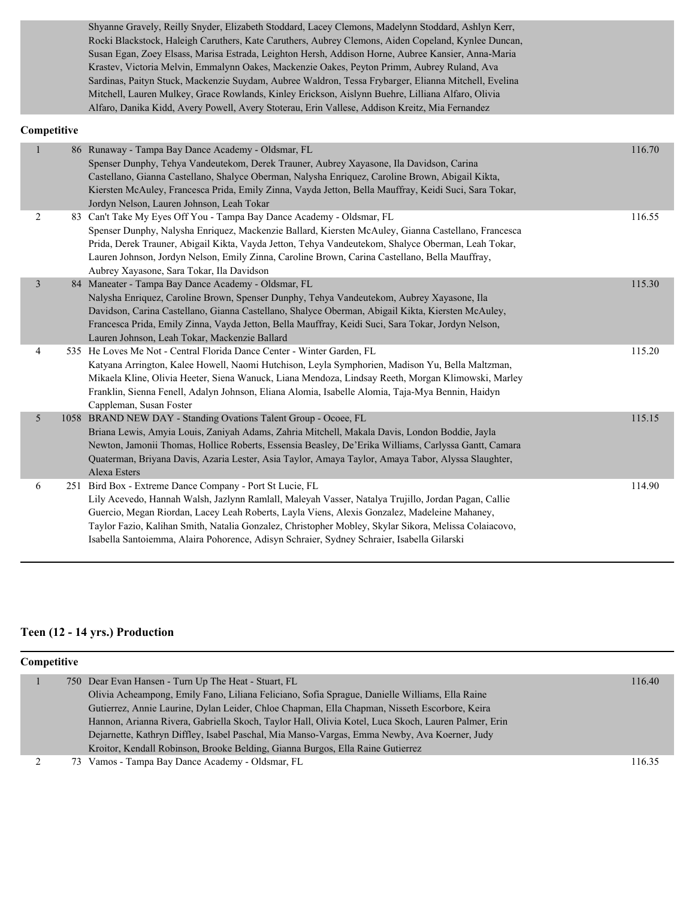| | | | |
|---|---|---|---|
| | | Shyanne Gravely, Reilly Snyder, Elizabeth Stoddard, Lacey Clemons, Madelynn Stoddard, Ashlyn Kerr, Rocki Blackstock, Haleigh Caruthers, Kate Caruthers, Aubrey Clemons, Aiden Copeland, Kynlee Duncan, Susan Egan, Zoey Elsass, Marisa Estrada, Leighton Hersh, Addison Horne, Aubree Kansier, Anna-Maria Krastev, Victoria Melvin, Emmalynn Oakes, Mackenzie Oakes, Peyton Primm, Aubrey Ruland, Ava Sardinas, Paityn Stuck, Mackenzie Suydam, Aubree Waldron, Tessa Frybarger, Elianna Mitchell, Evelina Mitchell, Lauren Mulkey, Grace Rowlands, Kinley Erickson, Aislynn Buehre, Lilliana Alfaro, Olivia Alfaro, Danika Kidd, Avery Powell, Avery Stoterau, Erin Vallese, Addison Kreitz, Mia Fernandez | |

**Competitive**

| | | | |
|---|---|---|---|
| 1 | 86 | Runaway - Tampa Bay Dance Academy - Oldsmar, FL<br>Spenser Dunphy, Tehya Vandeutekom, Derek Trauner, Aubrey Xayasone, Ila Davidson, Carina Castellano, Gianna Castellano, Shalyce Oberman, Nalysha Enriquez, Caroline Brown, Abigail Kikta, Kiersten McAuley, Francesca Prida, Emily Zinna, Vayda Jetton, Bella Mauffray, Keidi Suci, Sara Tokar, Jordyn Nelson, Lauren Johnson, Leah Tokar | 116.70 |
| 2 | 83 | Can't Take My Eyes Off You - Tampa Bay Dance Academy - Oldsmar, FL<br>Spenser Dunphy, Nalysha Enriquez, Mackenzie Ballard, Kiersten McAuley, Gianna Castellano, Francesca Prida, Derek Trauner, Abigail Kikta, Vayda Jetton, Tehya Vandeutekom, Shalyce Oberman, Leah Tokar, Lauren Johnson, Jordyn Nelson, Emily Zinna, Caroline Brown, Carina Castellano, Bella Mauffray, Aubrey Xayasone, Sara Tokar, Ila Davidson | 116.55 |
| 3 | 84 | Maneater - Tampa Bay Dance Academy - Oldsmar, FL<br>Nalysha Enriquez, Caroline Brown, Spenser Dunphy, Tehya Vandeutekom, Aubrey Xayasone, Ila Davidson, Carina Castellano, Gianna Castellano, Shalyce Oberman, Abigail Kikta, Kiersten McAuley, Francesca Prida, Emily Zinna, Vayda Jetton, Bella Mauffray, Keidi Suci, Sara Tokar, Jordyn Nelson, Lauren Johnson, Leah Tokar, Mackenzie Ballard | 115.30 |
| 4 | 535 | He Loves Me Not - Central Florida Dance Center - Winter Garden, FL<br>Katyana Arrington, Kalee Howell, Naomi Hutchison, Leyla Symphorien, Madison Yu, Bella Maltzman, Mikaela Kline, Olivia Heeter, Siena Wanuck, Liana Mendoza, Lindsay Reeth, Morgan Klimowski, Marley Franklin, Sienna Fenell, Adalyn Johnson, Eliana Alomia, Isabelle Alomia, Taja-Mya Bennin, Haidyn Cappleman, Susan Foster | 115.20 |
| 5 | 1058 | BRAND NEW DAY - Standing Ovations Talent Group - Ocoee, FL<br>Briana Lewis, Amyia Louis, Zaniyah Adams, Zahria Mitchell, Makala Davis, London Boddie, Jayla Newton, Jamonii Thomas, Hollice Roberts, Essensia Beasley, De'Erika Williams, Carlyssa Gantt, Camara Quaterman, Briyana Davis, Azaria Lester, Asia Taylor, Amaya Taylor, Amaya Tabor, Alyssa Slaughter, Alexa Esters | 115.15 |
| 6 | 251 | Bird Box - Extreme Dance Company - Port St Lucie, FL<br>Lily Acevedo, Hannah Walsh, Jazlynn Ramlall, Maleyah Vasser, Natalya Trujillo, Jordan Pagan, Callie Guercio, Megan Riordan, Lacey Leah Roberts, Layla Viens, Alexis Gonzalez, Madeleine Mahaney, Taylor Fazio, Kalihan Smith, Natalia Gonzalez, Christopher Mobley, Skylar Sikora, Melissa Colaiacovo, Isabella Santoiemma, Alaira Pohorence, Adisyn Schraier, Sydney Schraier, Isabella Gilarski | 114.90 |

## Teen (12 - 14 yrs.) Production

**Competitive**

| | | | |
|---|---|---|---|
| 1 | 750 | Dear Evan Hansen - Turn Up The Heat - Stuart, FL<br>Olivia Acheampong, Emily Fano, Liliana Feliciano, Sofia Sprague, Danielle Williams, Ella Raine Gutierrez, Annie Laurine, Dylan Leider, Chloe Chapman, Ella Chapman, Nisseth Escorbore, Keira Hannon, Arianna Rivera, Gabriella Skoch, Taylor Hall, Olivia Kotel, Luca Skoch, Lauren Palmer, Erin Dejarnette, Kathryn Diffley, Isabel Paschal, Mia Manso-Vargas, Emma Newby, Ava Koerner, Judy Kroitor, Kendall Robinson, Brooke Belding, Gianna Burgos, Ella Raine Gutierrez | 116.40 |
| 2 | 73 | Vamos - Tampa Bay Dance Academy - Oldsmar, FL | 116.35 |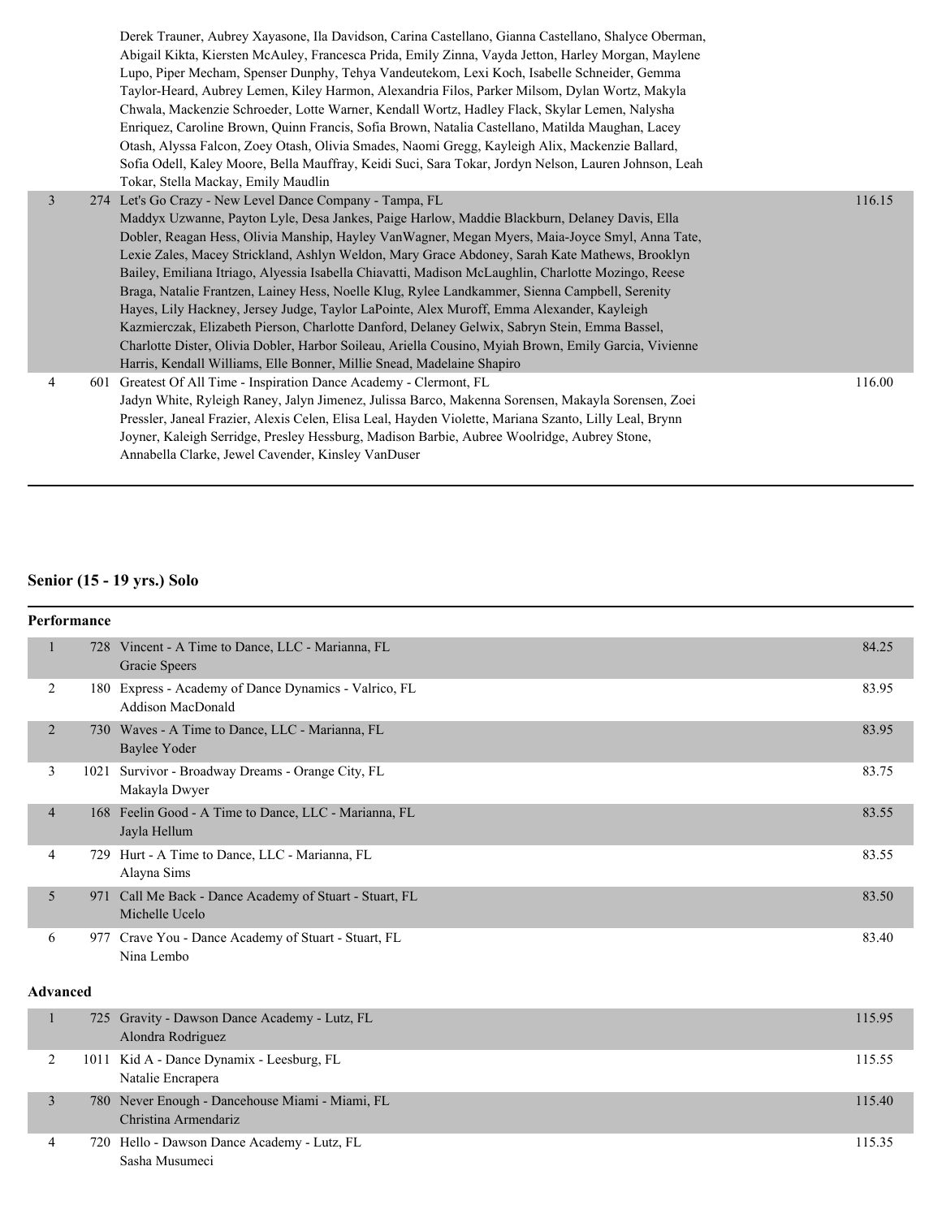| | | | |
|---|---|---|---|
| | | Derek Trauner, Aubrey Xayasone, Ila Davidson, Carina Castellano, Gianna Castellano, Shalyce Oberman, Abigail Kikta, Kiersten McAuley, Francesca Prida, Emily Zinna, Vayda Jetton, Harley Morgan, Maylene Lupo, Piper Mecham, Spenser Dunphy, Tehya Vandeutekom, Lexi Koch, Isabelle Schneider, Gemma Taylor-Heard, Aubrey Lemen, Kiley Harmon, Alexandria Filos, Parker Milsom, Dylan Wortz, Makyla Chwala, Mackenzie Schroeder, Lotte Warner, Kendall Wortz, Hadley Flack, Skylar Lemen, Nalysha Enriquez, Caroline Brown, Quinn Francis, Sofia Brown, Natalia Castellano, Matilda Maughan, Lacey Otash, Alyssa Falcon, Zoey Otash, Olivia Smades, Naomi Gregg, Kayleigh Alix, Mackenzie Ballard, Sofia Odell, Kaley Moore, Bella Mauffray, Keidi Suci, Sara Tokar, Jordyn Nelson, Lauren Johnson, Leah Tokar, Stella Mackay, Emily Maudlin | |
| 3 | 274 | Let's Go Crazy - New Level Dance Company - Tampa, FL<br>Maddyx Uzwanne, Payton Lyle, Desa Jankes, Paige Harlow, Maddie Blackburn, Delaney Davis, Ella Dobler, Reagan Hess, Olivia Manship, Hayley VanWagner, Megan Myers, Maia-Joyce Smyl, Anna Tate, Lexie Zales, Macey Strickland, Ashlyn Weldon, Mary Grace Abdoney, Sarah Kate Mathews, Brooklyn Bailey, Emiliana Itriago, Alyessia Isabella Chiavatti, Madison McLaughlin, Charlotte Mozingo, Reese Braga, Natalie Frantzen, Lainey Hess, Noelle Klug, Rylee Landkammer, Sienna Campbell, Serenity Hayes, Lily Hackney, Jersey Judge, Taylor LaPointe, Alex Muroff, Emma Alexander, Kayleigh Kazmierczak, Elizabeth Pierson, Charlotte Danford, Delaney Gelwix, Sabryn Stein, Emma Bassel, Charlotte Dister, Olivia Dobler, Harbor Soileau, Ariella Cousino, Myiah Brown, Emily Garcia, Vivienne Harris, Kendall Williams, Elle Bonner, Millie Snead, Madelaine Shapiro | 116.15 |
| 4 | 601 | Greatest Of All Time - Inspiration Dance Academy - Clermont, FL<br>Jadyn White, Ryleigh Raney, Jalyn Jimenez, Julissa Barco, Makenna Sorensen, Makayla Sorensen, Zoei Pressler, Janeal Frazier, Alexis Celen, Elisa Leal, Hayden Violette, Mariana Szanto, Lilly Leal, Brynn Joyner, Kaleigh Serridge, Presley Hessburg, Madison Barbie, Aubree Woolridge, Aubrey Stone, Annabella Clarke, Jewel Cavender, Kinsley VanDuser | 116.00 |

## Senior (15 - 19 yrs.) Solo

### Performance

| | | | |
|---|---|---|---|
| 1 | 728 | Vincent - A Time to Dance, LLC - Marianna, FL<br>Gracie Speers | 84.25 |
| 2 | 180 | Express - Academy of Dance Dynamics - Valrico, FL<br>Addison MacDonald | 83.95 |
| 2 | 730 | Waves - A Time to Dance, LLC - Marianna, FL<br>Baylee Yoder | 83.95 |
| 3 | 1021 | Survivor - Broadway Dreams - Orange City, FL<br>Makayla Dwyer | 83.75 |
| 4 | 168 | Feelin Good - A Time to Dance, LLC - Marianna, FL<br>Jayla Hellum | 83.55 |
| 4 | 729 | Hurt - A Time to Dance, LLC - Marianna, FL<br>Alayna Sims | 83.55 |
| 5 | 971 | Call Me Back - Dance Academy of Stuart - Stuart, FL<br>Michelle Ucelo | 83.50 |
| 6 | 977 | Crave You - Dance Academy of Stuart - Stuart, FL<br>Nina Lembo | 83.40 |

### Advanced

| | | | |
|---|---|---|---|
| 1 | 725 | Gravity - Dawson Dance Academy - Lutz, FL<br>Alondra Rodriguez | 115.95 |
| 2 | 1011 | Kid A - Dance Dynamix - Leesburg, FL<br>Natalie Encrapera | 115.55 |
| 3 | 780 | Never Enough - Dancehouse Miami - Miami, FL<br>Christina Armendariz | 115.40 |
| 4 | 720 | Hello - Dawson Dance Academy - Lutz, FL<br>Sasha Musumeci | 115.35 |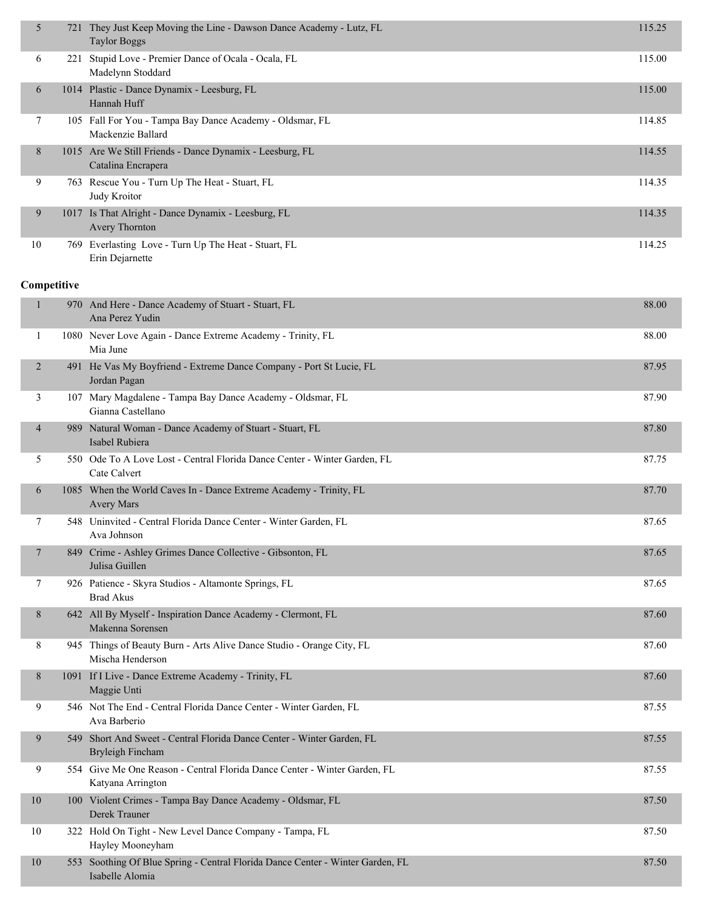| Place | No. | Routine - Studio - Location / Dancer | Score |
|---|---|---|---|
| 5 | 721 | They Just Keep Moving the Line - Dawson Dance Academy - Lutz, FL<br>Taylor Boggs | 115.25 |
| 6 | 221 | Stupid Love - Premier Dance of Ocala - Ocala, FL<br>Madelynn Stoddard | 115.00 |
| 6 | 1014 | Plastic - Dance Dynamix - Leesburg, FL<br>Hannah Huff | 115.00 |
| 7 | 105 | Fall For You - Tampa Bay Dance Academy - Oldsmar, FL<br>Mackenzie Ballard | 114.85 |
| 8 | 1015 | Are We Still Friends - Dance Dynamix - Leesburg, FL<br>Catalina Encrapera | 114.55 |
| 9 | 763 | Rescue You - Turn Up The Heat - Stuart, FL<br>Judy Kroitor | 114.35 |
| 9 | 1017 | Is That Alright - Dance Dynamix - Leesburg, FL<br>Avery Thornton | 114.35 |
| 10 | 769 | Everlasting  Love - Turn Up The Heat - Stuart, FL<br>Erin Dejarnette | 114.25 |

**Competitive**

| Place | No. | Routine - Studio - Location / Dancer | Score |
|---|---|---|---|
| 1 | 970 | And Here - Dance Academy of Stuart - Stuart, FL<br>Ana Perez Yudin | 88.00 |
| 1 | 1080 | Never Love Again - Dance Extreme Academy - Trinity, FL<br>Mia June | 88.00 |
| 2 | 491 | He Vas My Boyfriend - Extreme Dance Company - Port St Lucie, FL<br>Jordan Pagan | 87.95 |
| 3 | 107 | Mary Magdalene - Tampa Bay Dance Academy - Oldsmar, FL<br>Gianna Castellano | 87.90 |
| 4 | 989 | Natural Woman - Dance Academy of Stuart - Stuart, FL<br>Isabel Rubiera | 87.80 |
| 5 | 550 | Ode To A Love Lost - Central Florida Dance Center - Winter Garden, FL<br>Cate Calvert | 87.75 |
| 6 | 1085 | When the World Caves In - Dance Extreme Academy - Trinity, FL<br>Avery Mars | 87.70 |
| 7 | 548 | Uninvited - Central Florida Dance Center - Winter Garden, FL<br>Ava Johnson | 87.65 |
| 7 | 849 | Crime - Ashley Grimes Dance Collective - Gibsonton, FL<br>Julisa Guillen | 87.65 |
| 7 | 926 | Patience - Skyra Studios - Altamonte Springs, FL<br>Brad Akus | 87.65 |
| 8 | 642 | All By Myself - Inspiration Dance Academy - Clermont, FL<br>Makenna Sorensen | 87.60 |
| 8 | 945 | Things of Beauty Burn - Arts Alive Dance Studio - Orange City, FL<br>Mischa Henderson | 87.60 |
| 8 | 1091 | If I Live - Dance Extreme Academy - Trinity, FL<br>Maggie Unti | 87.60 |
| 9 | 546 | Not The End - Central Florida Dance Center - Winter Garden, FL<br>Ava Barberio | 87.55 |
| 9 | 549 | Short And Sweet - Central Florida Dance Center - Winter Garden, FL<br>Bryleigh Fincham | 87.55 |
| 9 | 554 | Give Me One Reason - Central Florida Dance Center - Winter Garden, FL<br>Katyana Arrington | 87.55 |
| 10 | 100 | Violent Crimes - Tampa Bay Dance Academy - Oldsmar, FL<br>Derek Trauner | 87.50 |
| 10 | 322 | Hold On Tight - New Level Dance Company - Tampa, FL<br>Hayley Mooneyham | 87.50 |
| 10 | 553 | Soothing Of Blue Spring - Central Florida Dance Center - Winter Garden, FL<br>Isabelle Alomia | 87.50 |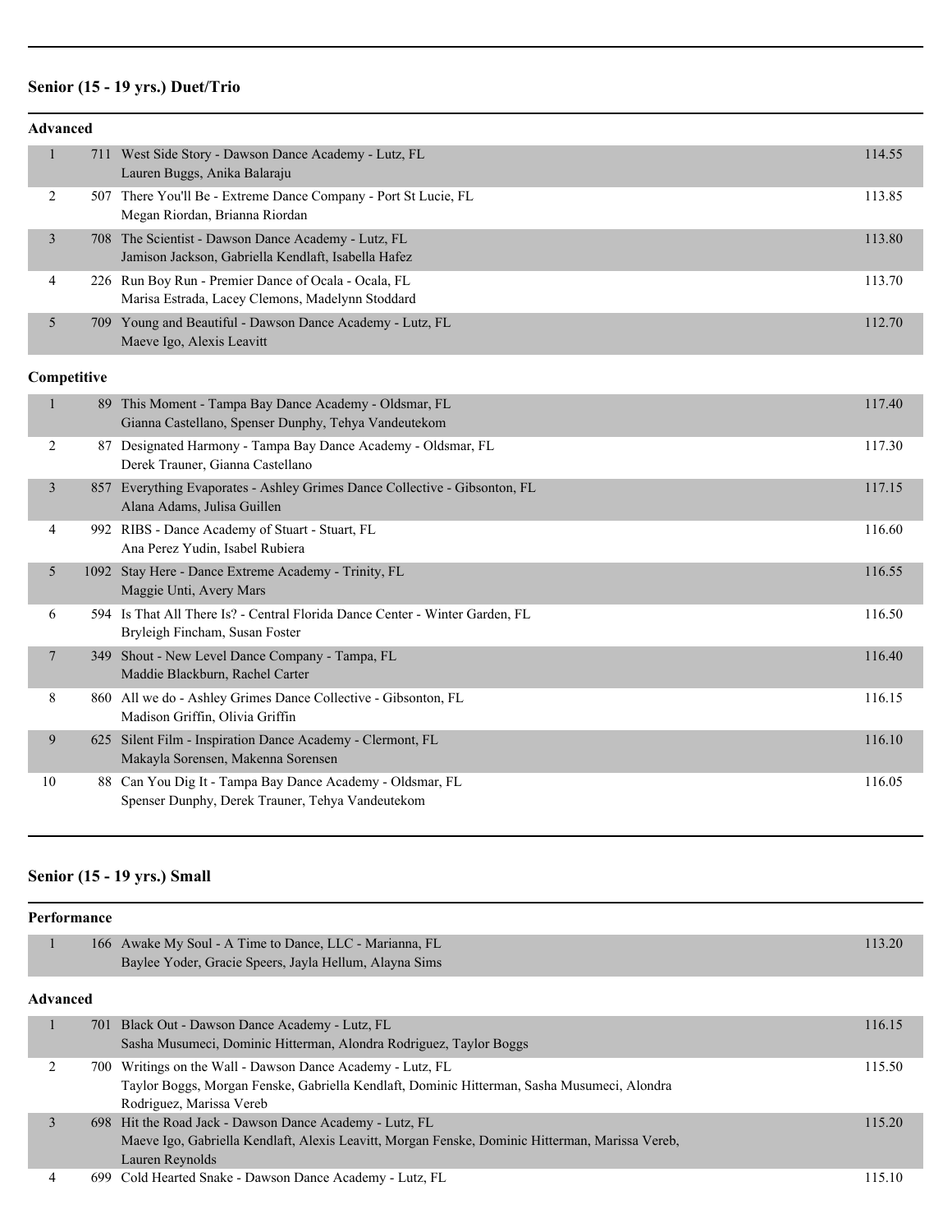## Senior (15 - 19 yrs.) Duet/Trio

### Advanced

| Place | No. | Entry | Score |
|---|---|---|---|
| 1 | 711 | West Side Story - Dawson Dance Academy - Lutz, FL<br>Lauren Buggs, Anika Balaraju | 114.55 |
| 2 | 507 | There You'll Be - Extreme Dance Company - Port St Lucie, FL<br>Megan Riordan, Brianna Riordan | 113.85 |
| 3 | 708 | The Scientist - Dawson Dance Academy - Lutz, FL<br>Jamison Jackson, Gabriella Kendlaft, Isabella Hafez | 113.80 |
| 4 | 226 | Run Boy Run - Premier Dance of Ocala - Ocala, FL<br>Marisa Estrada, Lacey Clemons, Madelynn Stoddard | 113.70 |
| 5 | 709 | Young and Beautiful - Dawson Dance Academy - Lutz, FL<br>Maeve Igo, Alexis Leavitt | 112.70 |

### Competitive

| Place | No. | Entry | Score |
|---|---|---|---|
| 1 | 89 | This Moment - Tampa Bay Dance Academy - Oldsmar, FL<br>Gianna Castellano, Spenser Dunphy, Tehya Vandeutekom | 117.40 |
| 2 | 87 | Designated Harmony - Tampa Bay Dance Academy - Oldsmar, FL<br>Derek Trauner, Gianna Castellano | 117.30 |
| 3 | 857 | Everything Evaporates - Ashley Grimes Dance Collective - Gibsonton, FL<br>Alana Adams, Julisa Guillen | 117.15 |
| 4 | 992 | RIBS - Dance Academy of Stuart - Stuart, FL<br>Ana Perez Yudin, Isabel Rubiera | 116.60 |
| 5 | 1092 | Stay Here - Dance Extreme Academy - Trinity, FL<br>Maggie Unti, Avery Mars | 116.55 |
| 6 | 594 | Is That All There Is? - Central Florida Dance Center - Winter Garden, FL<br>Bryleigh Fincham, Susan Foster | 116.50 |
| 7 | 349 | Shout - New Level Dance Company - Tampa, FL<br>Maddie Blackburn, Rachel Carter | 116.40 |
| 8 | 860 | All we do - Ashley Grimes Dance Collective - Gibsonton, FL<br>Madison Griffin, Olivia Griffin | 116.15 |
| 9 | 625 | Silent Film - Inspiration Dance Academy - Clermont, FL<br>Makayla Sorensen, Makenna Sorensen | 116.10 |
| 10 | 88 | Can You Dig It - Tampa Bay Dance Academy - Oldsmar, FL<br>Spenser Dunphy, Derek Trauner, Tehya Vandeutekom | 116.05 |

## Senior (15 - 19 yrs.) Small

### Performance

| Place | No. | Entry | Score |
|---|---|---|---|
| 1 | 166 | Awake My Soul - A Time to Dance, LLC - Marianna, FL<br>Baylee Yoder, Gracie Speers, Jayla Hellum, Alayna Sims | 113.20 |

### Advanced

| Place | No. | Entry | Score |
|---|---|---|---|
| 1 | 701 | Black Out - Dawson Dance Academy - Lutz, FL<br>Sasha Musumeci, Dominic Hitterman, Alondra Rodriguez, Taylor Boggs | 116.15 |
| 2 | 700 | Writings on the Wall - Dawson Dance Academy - Lutz, FL<br>Taylor Boggs, Morgan Fenske, Gabriella Kendlaft, Dominic Hitterman, Sasha Musumeci, Alondra Rodriguez, Marissa Vereb | 115.50 |
| 3 | 698 | Hit the Road Jack - Dawson Dance Academy - Lutz, FL<br>Maeve Igo, Gabriella Kendlaft, Alexis Leavitt, Morgan Fenske, Dominic Hitterman, Marissa Vereb, Lauren Reynolds | 115.20 |
| 4 | 699 | Cold Hearted Snake - Dawson Dance Academy - Lutz, FL | 115.10 |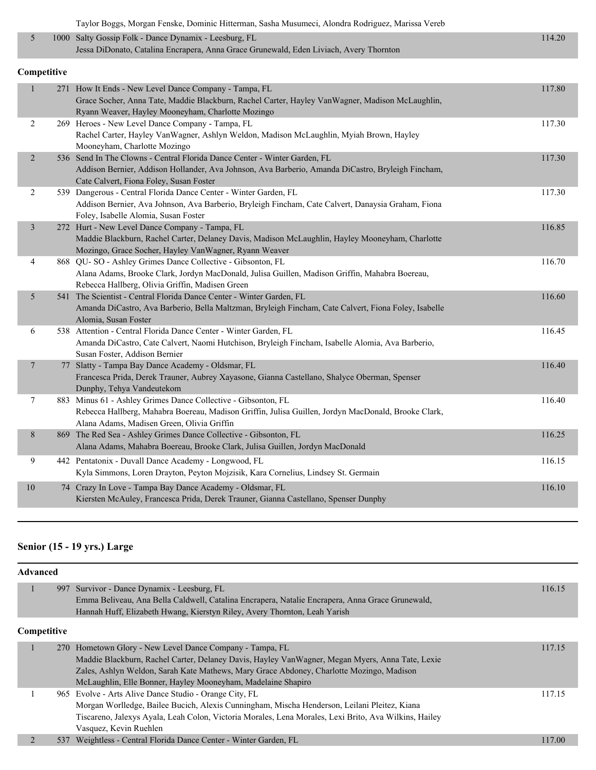| | | | |
|---|---|---|---|
| | | Taylor Boggs, Morgan Fenske, Dominic Hitterman, Sasha Musumeci, Alondra Rodriguez, Marissa Vereb | |
| 5 | 1000 | Salty Gossip Folk - Dance Dynamix - Leesburg, FL<br>Jessa DiDonato, Catalina Encrapera, Anna Grace Grunewald, Eden Liviach, Avery Thornton | 114.20 |

**Competitive**

| | | | |
|---|---|---|---|
| 1 | 271 | How It Ends - New Level Dance Company - Tampa, FL<br>Grace Socher, Anna Tate, Maddie Blackburn, Rachel Carter, Hayley VanWagner, Madison McLaughlin, Ryann Weaver, Hayley Mooneyham, Charlotte Mozingo | 117.80 |
| 2 | 269 | Heroes - New Level Dance Company - Tampa, FL<br>Rachel Carter, Hayley VanWagner, Ashlyn Weldon, Madison McLaughlin, Myiah Brown, Hayley Mooneyham, Charlotte Mozingo | 117.30 |
| 2 | 536 | Send In The Clowns - Central Florida Dance Center - Winter Garden, FL<br>Addison Bernier, Addison Hollander, Ava Johnson, Ava Barberio, Amanda DiCastro, Bryleigh Fincham, Cate Calvert, Fiona Foley, Susan Foster | 117.30 |
| 2 | 539 | Dangerous - Central Florida Dance Center - Winter Garden, FL<br>Addison Bernier, Ava Johnson, Ava Barberio, Bryleigh Fincham, Cate Calvert, Danaysia Graham, Fiona Foley, Isabelle Alomia, Susan Foster | 117.30 |
| 3 | 272 | Hurt - New Level Dance Company - Tampa, FL<br>Maddie Blackburn, Rachel Carter, Delaney Davis, Madison McLaughlin, Hayley Mooneyham, Charlotte Mozingo, Grace Socher, Hayley VanWagner, Ryann Weaver | 116.85 |
| 4 | 868 | QU- SO - Ashley Grimes Dance Collective - Gibsonton, FL<br>Alana Adams, Brooke Clark, Jordyn MacDonald, Julisa Guillen, Madison Griffin, Mahabra Boereau, Rebecca Hallberg, Olivia Griffin, Madisen Green | 116.70 |
| 5 | 541 | The Scientist - Central Florida Dance Center - Winter Garden, FL<br>Amanda DiCastro, Ava Barberio, Bella Maltzman, Bryleigh Fincham, Cate Calvert, Fiona Foley, Isabelle Alomia, Susan Foster | 116.60 |
| 6 | 538 | Attention - Central Florida Dance Center - Winter Garden, FL<br>Amanda DiCastro, Cate Calvert, Naomi Hutchison, Bryleigh Fincham, Isabelle Alomia, Ava Barberio, Susan Foster, Addison Bernier | 116.45 |
| 7 | 77 | Slatty - Tampa Bay Dance Academy - Oldsmar, FL<br>Francesca Prida, Derek Trauner, Aubrey Xayasone, Gianna Castellano, Shalyce Oberman, Spenser Dunphy, Tehya Vandeutekom | 116.40 |
| 7 | 883 | Minus 61 - Ashley Grimes Dance Collective - Gibsonton, FL<br>Rebecca Hallberg, Mahabra Boereau, Madison Griffin, Julisa Guillen, Jordyn MacDonald, Brooke Clark, Alana Adams, Madisen Green, Olivia Griffin | 116.40 |
| 8 | 869 | The Red Sea - Ashley Grimes Dance Collective - Gibsonton, FL<br>Alana Adams, Mahabra Boereau, Brooke Clark, Julisa Guillen, Jordyn MacDonald | 116.25 |
| 9 | 442 | Pentatonix - Duvall Dance Academy - Longwood, FL<br>Kyla Simmons, Loren Drayton, Peyton Mojzisik, Kara Cornelius, Lindsey St. Germain | 116.15 |
| 10 | 74 | Crazy In Love - Tampa Bay Dance Academy - Oldsmar, FL<br>Kiersten McAuley, Francesca Prida, Derek Trauner, Gianna Castellano, Spenser Dunphy | 116.10 |

## Senior (15 - 19 yrs.) Large

**Advanced**

| | | | |
|---|---|---|---|
| 1 | 997 | Survivor - Dance Dynamix - Leesburg, FL<br>Emma Beliveau, Ana Bella Caldwell, Catalina Encrapera, Natalie Encrapera, Anna Grace Grunewald, Hannah Huff, Elizabeth Hwang, Kierstyn Riley, Avery Thornton, Leah Yarish | 116.15 |

**Competitive**

| | | | |
|---|---|---|---|
| 1 | 270 | Hometown Glory - New Level Dance Company - Tampa, FL<br>Maddie Blackburn, Rachel Carter, Delaney Davis, Hayley VanWagner, Megan Myers, Anna Tate, Lexie Zales, Ashlyn Weldon, Sarah Kate Mathews, Mary Grace Abdoney, Charlotte Mozingo, Madison McLaughlin, Elle Bonner, Hayley Mooneyham, Madelaine Shapiro | 117.15 |
| 1 | 965 | Evolve - Arts Alive Dance Studio - Orange City, FL<br>Morgan Worlledge, Bailee Bucich, Alexis Cunningham, Mischa Henderson, Leilani Pleitez, Kiana Tiscareno, Jalexys Ayala, Leah Colon, Victoria Morales, Lena Morales, Lexi Brito, Ava Wilkins, Hailey Vasquez, Kevin Ruehlen | 117.15 |
| 2 | 537 | Weightless - Central Florida Dance Center - Winter Garden, FL | 117.00 |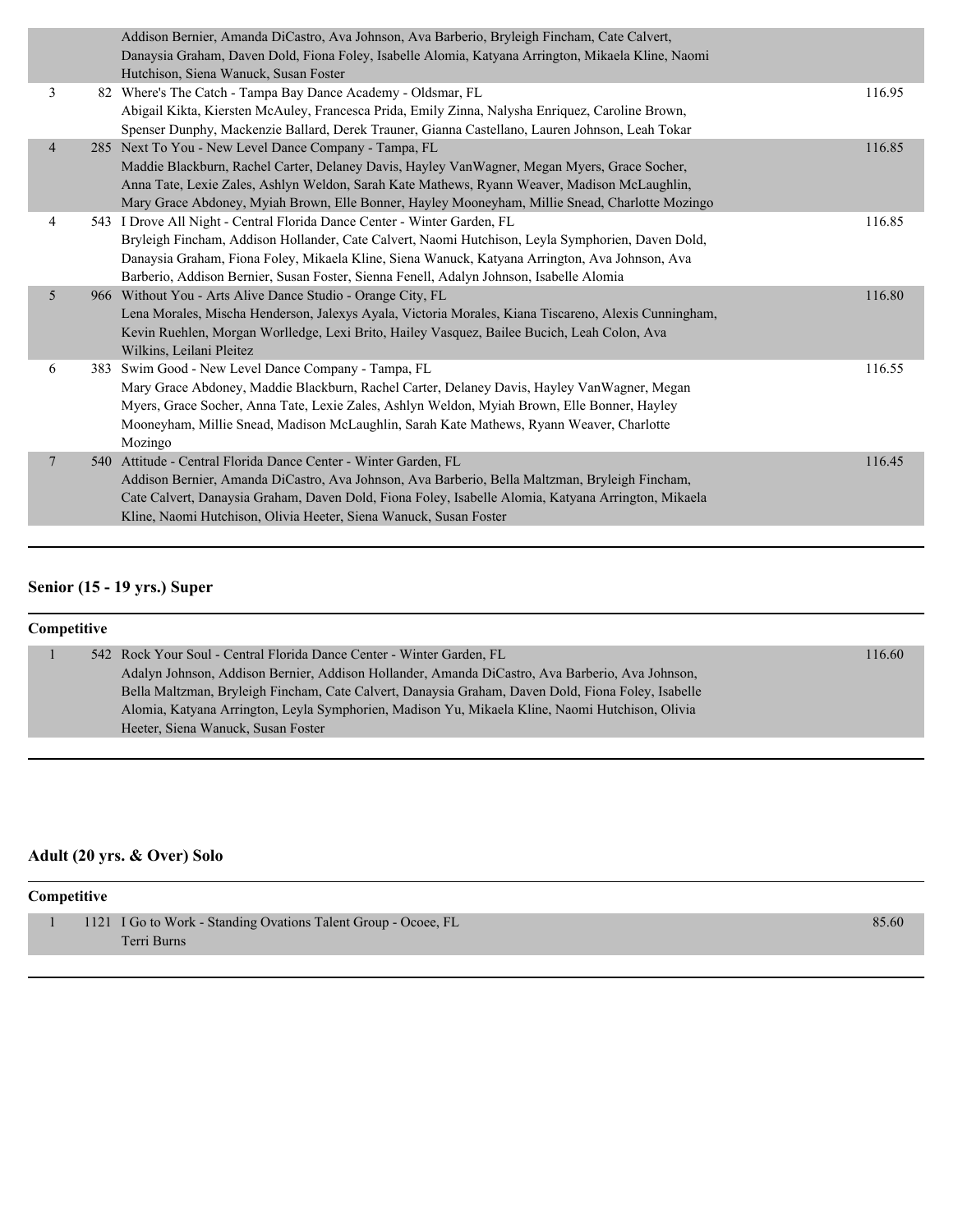| | | | |
|---|---|---|---|
| | | Addison Bernier, Amanda DiCastro, Ava Johnson, Ava Barberio, Bryleigh Fincham, Cate Calvert, Danaysia Graham, Daven Dold, Fiona Foley, Isabelle Alomia, Katyana Arrington, Mikaela Kline, Naomi Hutchison, Siena Wanuck, Susan Foster | |
| 3 | 82 | Where's The Catch - Tampa Bay Dance Academy - Oldsmar, FL<br>Abigail Kikta, Kiersten McAuley, Francesca Prida, Emily Zinna, Nalysha Enriquez, Caroline Brown, Spenser Dunphy, Mackenzie Ballard, Derek Trauner, Gianna Castellano, Lauren Johnson, Leah Tokar | 116.95 |
| 4 | 285 | Next To You - New Level Dance Company - Tampa, FL<br>Maddie Blackburn, Rachel Carter, Delaney Davis, Hayley VanWagner, Megan Myers, Grace Socher, Anna Tate, Lexie Zales, Ashlyn Weldon, Sarah Kate Mathews, Ryann Weaver, Madison McLaughlin, Mary Grace Abdoney, Myiah Brown, Elle Bonner, Hayley Mooneyham, Millie Snead, Charlotte Mozingo | 116.85 |
| 4 | 543 | I Drove All Night - Central Florida Dance Center - Winter Garden, FL<br>Bryleigh Fincham, Addison Hollander, Cate Calvert, Naomi Hutchison, Leyla Symphorien, Daven Dold, Danaysia Graham, Fiona Foley, Mikaela Kline, Siena Wanuck, Katyana Arrington, Ava Johnson, Ava Barberio, Addison Bernier, Susan Foster, Sienna Fenell, Adalyn Johnson, Isabelle Alomia | 116.85 |
| 5 | 966 | Without You - Arts Alive Dance Studio - Orange City, FL<br>Lena Morales, Mischa Henderson, Jalexys Ayala, Victoria Morales, Kiana Tiscareno, Alexis Cunningham, Kevin Ruehlen, Morgan Worlledge, Lexi Brito, Hailey Vasquez, Bailee Bucich, Leah Colon, Ava Wilkins, Leilani Pleitez | 116.80 |
| 6 | 383 | Swim Good - New Level Dance Company - Tampa, FL<br>Mary Grace Abdoney, Maddie Blackburn, Rachel Carter, Delaney Davis, Hayley VanWagner, Megan Myers, Grace Socher, Anna Tate, Lexie Zales, Ashlyn Weldon, Myiah Brown, Elle Bonner, Hayley Mooneyham, Millie Snead, Madison McLaughlin, Sarah Kate Mathews, Ryann Weaver, Charlotte Mozingo | 116.55 |
| 7 | 540 | Attitude - Central Florida Dance Center - Winter Garden, FL<br>Addison Bernier, Amanda DiCastro, Ava Johnson, Ava Barberio, Bella Maltzman, Bryleigh Fincham, Cate Calvert, Danaysia Graham, Daven Dold, Fiona Foley, Isabelle Alomia, Katyana Arrington, Mikaela Kline, Naomi Hutchison, Olivia Heeter, Siena Wanuck, Susan Foster | 116.45 |

## Senior (15 - 19 yrs.) Super

### Competitive

| | | | |
|---|---|---|---|
| 1 | 542 | Rock Your Soul - Central Florida Dance Center - Winter Garden, FL<br>Adalyn Johnson, Addison Bernier, Addison Hollander, Amanda DiCastro, Ava Barberio, Ava Johnson, Bella Maltzman, Bryleigh Fincham, Cate Calvert, Danaysia Graham, Daven Dold, Fiona Foley, Isabelle Alomia, Katyana Arrington, Leyla Symphorien, Madison Yu, Mikaela Kline, Naomi Hutchison, Olivia Heeter, Siena Wanuck, Susan Foster | 116.60 |

## Adult (20 yrs. & Over) Solo

### Competitive

| | | | |
|---|---|---|---|
| 1 | 1121 | I Go to Work - Standing Ovations Talent Group - Ocoee, FL<br>Terri Burns | 85.60 |